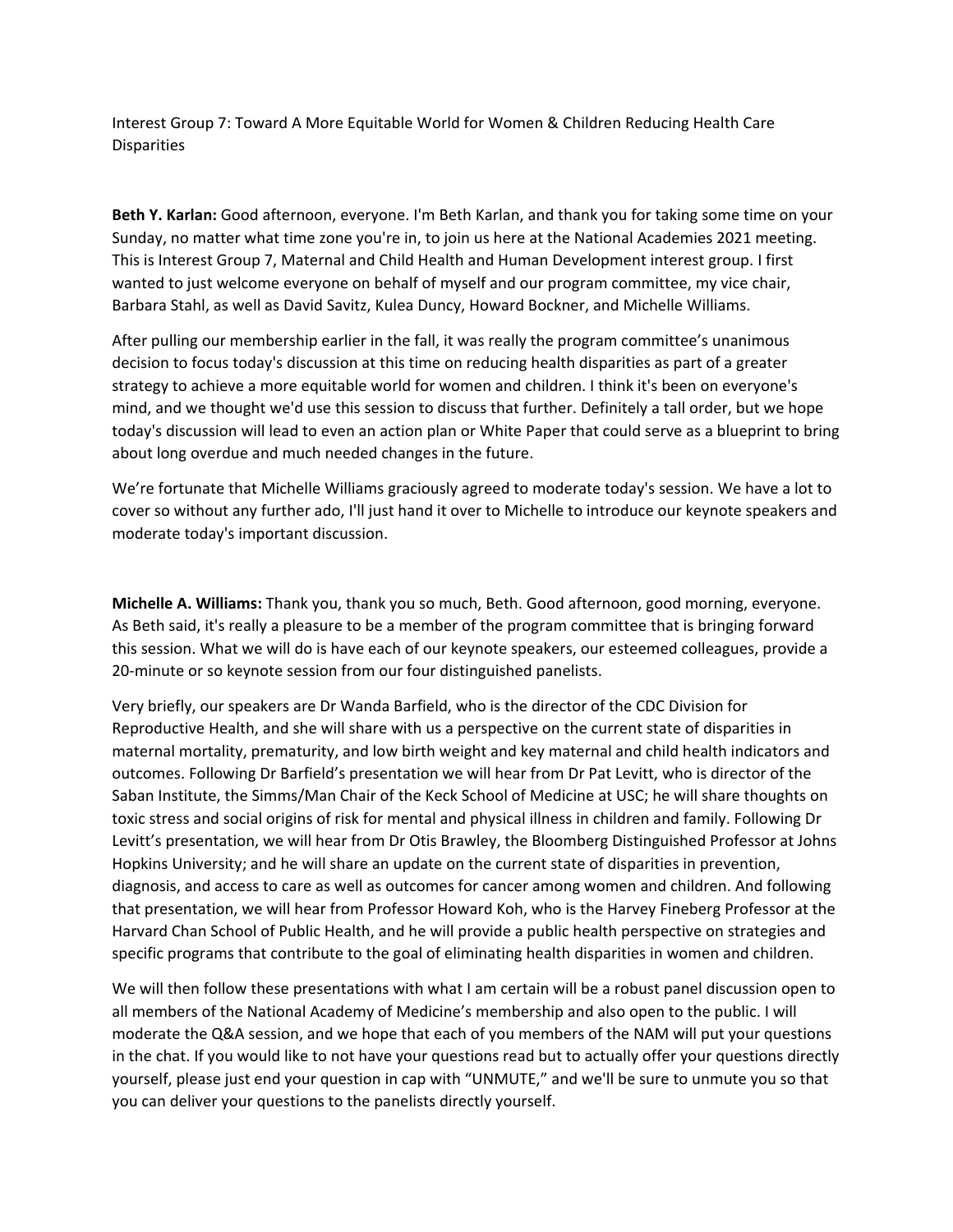Interest Group 7: Toward A More Equitable World for Women & Children Reducing Health Care Disparities

**Beth Y. Karlan:** Good afternoon, everyone. I'm Beth Karlan, and thank you for taking some time on your Sunday, no matter what time zone you're in, to join us here at the National Academies 2021 meeting. This is Interest Group 7, Maternal and Child Health and Human Development interest group. I first wanted to just welcome everyone on behalf of myself and our program committee, my vice chair, Barbara Stahl, as well as David Savitz, Kulea Duncy, Howard Bockner, and Michelle Williams.

After pulling our membership earlier in the fall, it was really the program committee's unanimous decision to focus today's discussion at this time on reducing health disparities as part of a greater strategy to achieve a more equitable world for women and children. I think it's been on everyone's mind, and we thought we'd use this session to discuss that further. Definitely a tall order, but we hope today's discussion will lead to even an action plan or White Paper that could serve as a blueprint to bring about long overdue and much needed changes in the future.

We're fortunate that Michelle Williams graciously agreed to moderate today's session. We have a lot to cover so without any further ado, I'll just hand it over to Michelle to introduce our keynote speakers and moderate today's important discussion.

**Michelle A. Williams:** Thank you, thank you so much, Beth. Good afternoon, good morning, everyone. As Beth said, it's really a pleasure to be a member of the program committee that is bringing forward this session. What we will do is have each of our keynote speakers, our esteemed colleagues, provide a 20-minute or so keynote session from our four distinguished panelists.

Very briefly, our speakers are Dr Wanda Barfield, who is the director of the CDC Division for Reproductive Health, and she will share with us a perspective on the current state of disparities in maternal mortality, prematurity, and low birth weight and key maternal and child health indicators and outcomes. Following Dr Barfield's presentation we will hear from Dr Pat Levitt, who is director of the Saban Institute, the Simms/Man Chair of the Keck School of Medicine at USC; he will share thoughts on toxic stress and social origins of risk for mental and physical illness in children and family. Following Dr Levitt's presentation, we will hear from Dr Otis Brawley, the Bloomberg Distinguished Professor at Johns Hopkins University; and he will share an update on the current state of disparities in prevention, diagnosis, and access to care as well as outcomes for cancer among women and children. And following that presentation, we will hear from Professor Howard Koh, who is the Harvey Fineberg Professor at the Harvard Chan School of Public Health, and he will provide a public health perspective on strategies and specific programs that contribute to the goal of eliminating health disparities in women and children.

We will then follow these presentations with what I am certain will be a robust panel discussion open to all members of the National Academy of Medicine's membership and also open to the public. I will moderate the Q&A session, and we hope that each of you members of the NAM will put your questions in the chat. If you would like to not have your questions read but to actually offer your questions directly yourself, please just end your question in cap with "UNMUTE," and we'll be sure to unmute you so that you can deliver your questions to the panelists directly yourself.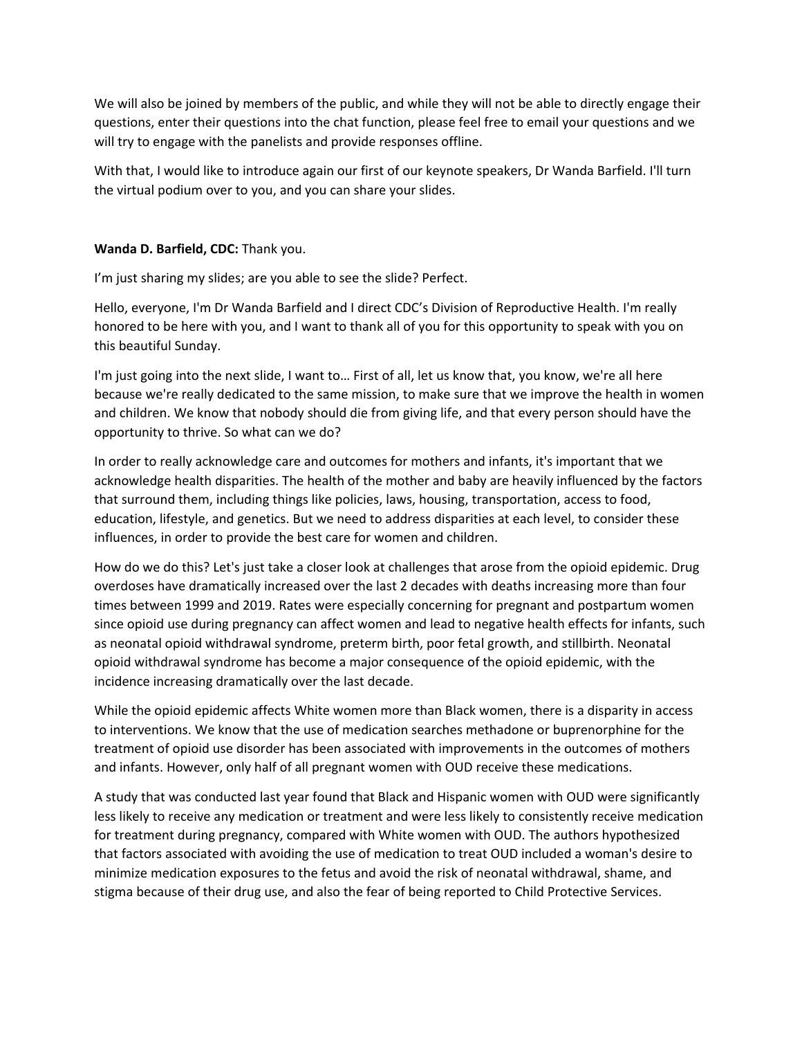We will also be joined by members of the public, and while they will not be able to directly engage their questions, enter their questions into the chat function, please feel free to email your questions and we will try to engage with the panelists and provide responses offline.

With that, I would like to introduce again our first of our keynote speakers, Dr Wanda Barfield. I'll turn the virtual podium over to you, and you can share your slides.

**Wanda D. Barfield, CDC:** Thank you.

I'm just sharing my slides; are you able to see the slide? Perfect.

Hello, everyone, I'm Dr Wanda Barfield and I direct CDC's Division of Reproductive Health. I'm really honored to be here with you, and I want to thank all of you for this opportunity to speak with you on this beautiful Sunday.

I'm just going into the next slide, I want to… First of all, let us know that, you know, we're all here because we're really dedicated to the same mission, to make sure that we improve the health in women and children. We know that nobody should die from giving life, and that every person should have the opportunity to thrive. So what can we do?

In order to really acknowledge care and outcomes for mothers and infants, it's important that we acknowledge health disparities. The health of the mother and baby are heavily influenced by the factors that surround them, including things like policies, laws, housing, transportation, access to food, education, lifestyle, and genetics. But we need to address disparities at each level, to consider these influences, in order to provide the best care for women and children.

How do we do this? Let's just take a closer look at challenges that arose from the opioid epidemic. Drug overdoses have dramatically increased over the last 2 decades with deaths increasing more than four times between 1999 and 2019. Rates were especially concerning for pregnant and postpartum women since opioid use during pregnancy can affect women and lead to negative health effects for infants, such as neonatal opioid withdrawal syndrome, preterm birth, poor fetal growth, and stillbirth. Neonatal opioid withdrawal syndrome has become a major consequence of the opioid epidemic, with the incidence increasing dramatically over the last decade.

While the opioid epidemic affects White women more than Black women, there is a disparity in access to interventions. We know that the use of medication searches methadone or buprenorphine for the treatment of opioid use disorder has been associated with improvements in the outcomes of mothers and infants. However, only half of all pregnant women with OUD receive these medications.

A study that was conducted last year found that Black and Hispanic women with OUD were significantly less likely to receive any medication or treatment and were less likely to consistently receive medication for treatment during pregnancy, compared with White women with OUD. The authors hypothesized that factors associated with avoiding the use of medication to treat OUD included a woman's desire to minimize medication exposures to the fetus and avoid the risk of neonatal withdrawal, shame, and stigma because of their drug use, and also the fear of being reported to Child Protective Services.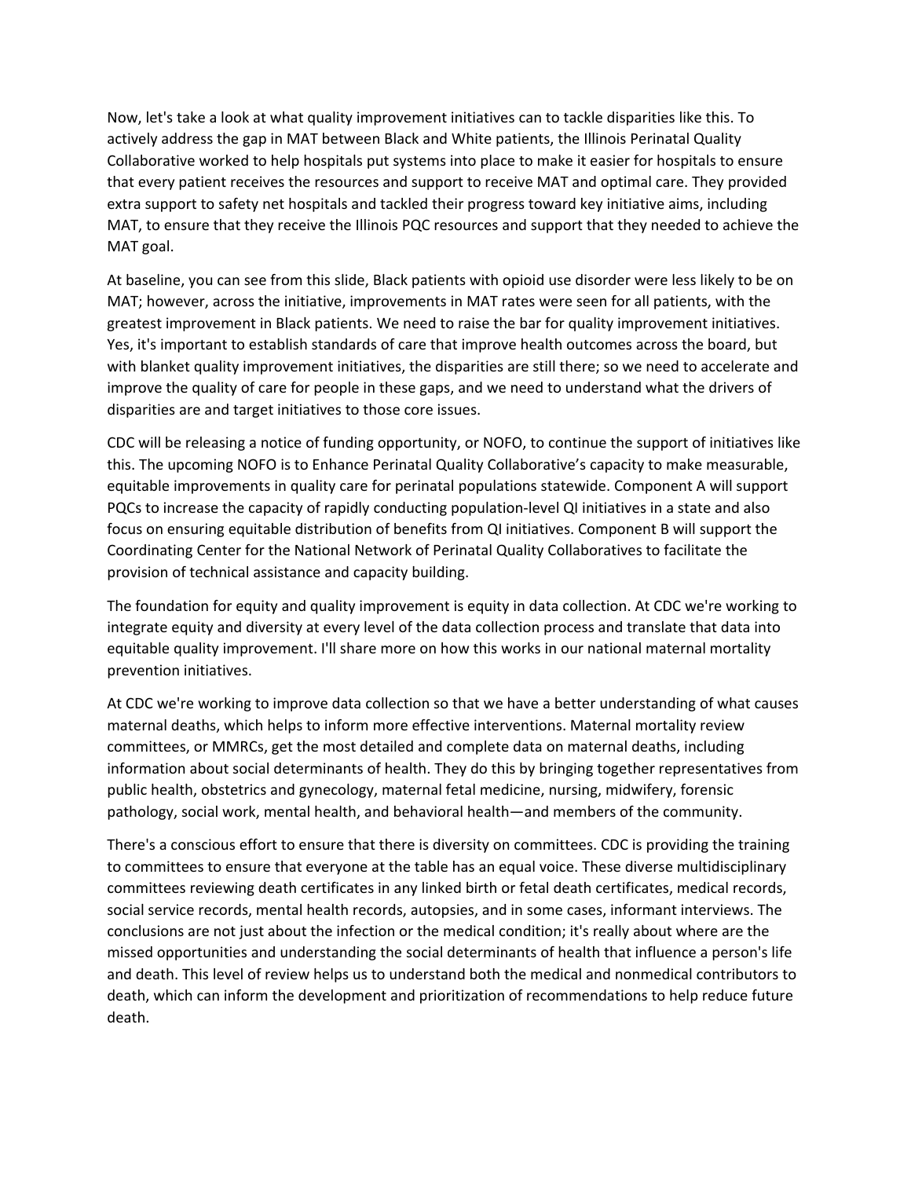Now, let's take a look at what quality improvement initiatives can to tackle disparities like this. To actively address the gap in MAT between Black and White patients, the Illinois Perinatal Quality Collaborative worked to help hospitals put systems into place to make it easier for hospitals to ensure that every patient receives the resources and support to receive MAT and optimal care. They provided extra support to safety net hospitals and tackled their progress toward key initiative aims, including MAT, to ensure that they receive the Illinois PQC resources and support that they needed to achieve the MAT goal.

At baseline, you can see from this slide, Black patients with opioid use disorder were less likely to be on MAT; however, across the initiative, improvements in MAT rates were seen for all patients, with the greatest improvement in Black patients. We need to raise the bar for quality improvement initiatives. Yes, it's important to establish standards of care that improve health outcomes across the board, but with blanket quality improvement initiatives, the disparities are still there; so we need to accelerate and improve the quality of care for people in these gaps, and we need to understand what the drivers of disparities are and target initiatives to those core issues.

CDC will be releasing a notice of funding opportunity, or NOFO, to continue the support of initiatives like this. The upcoming NOFO is to Enhance Perinatal Quality Collaborative's capacity to make measurable, equitable improvements in quality care for perinatal populations statewide. Component A will support PQCs to increase the capacity of rapidly conducting population-level QI initiatives in a state and also focus on ensuring equitable distribution of benefits from QI initiatives. Component B will support the Coordinating Center for the National Network of Perinatal Quality Collaboratives to facilitate the provision of technical assistance and capacity building.

The foundation for equity and quality improvement is equity in data collection. At CDC we're working to integrate equity and diversity at every level of the data collection process and translate that data into equitable quality improvement. I'll share more on how this works in our national maternal mortality prevention initiatives.

At CDC we're working to improve data collection so that we have a better understanding of what causes maternal deaths, which helps to inform more effective interventions. Maternal mortality review committees, or MMRCs, get the most detailed and complete data on maternal deaths, including information about social determinants of health. They do this by bringing together representatives from public health, obstetrics and gynecology, maternal fetal medicine, nursing, midwifery, forensic pathology, social work, mental health, and behavioral health—and members of the community.

There's a conscious effort to ensure that there is diversity on committees. CDC is providing the training to committees to ensure that everyone at the table has an equal voice. These diverse multidisciplinary committees reviewing death certificates in any linked birth or fetal death certificates, medical records, social service records, mental health records, autopsies, and in some cases, informant interviews. The conclusions are not just about the infection or the medical condition; it's really about where are the missed opportunities and understanding the social determinants of health that influence a person's life and death. This level of review helps us to understand both the medical and nonmedical contributors to death, which can inform the development and prioritization of recommendations to help reduce future death.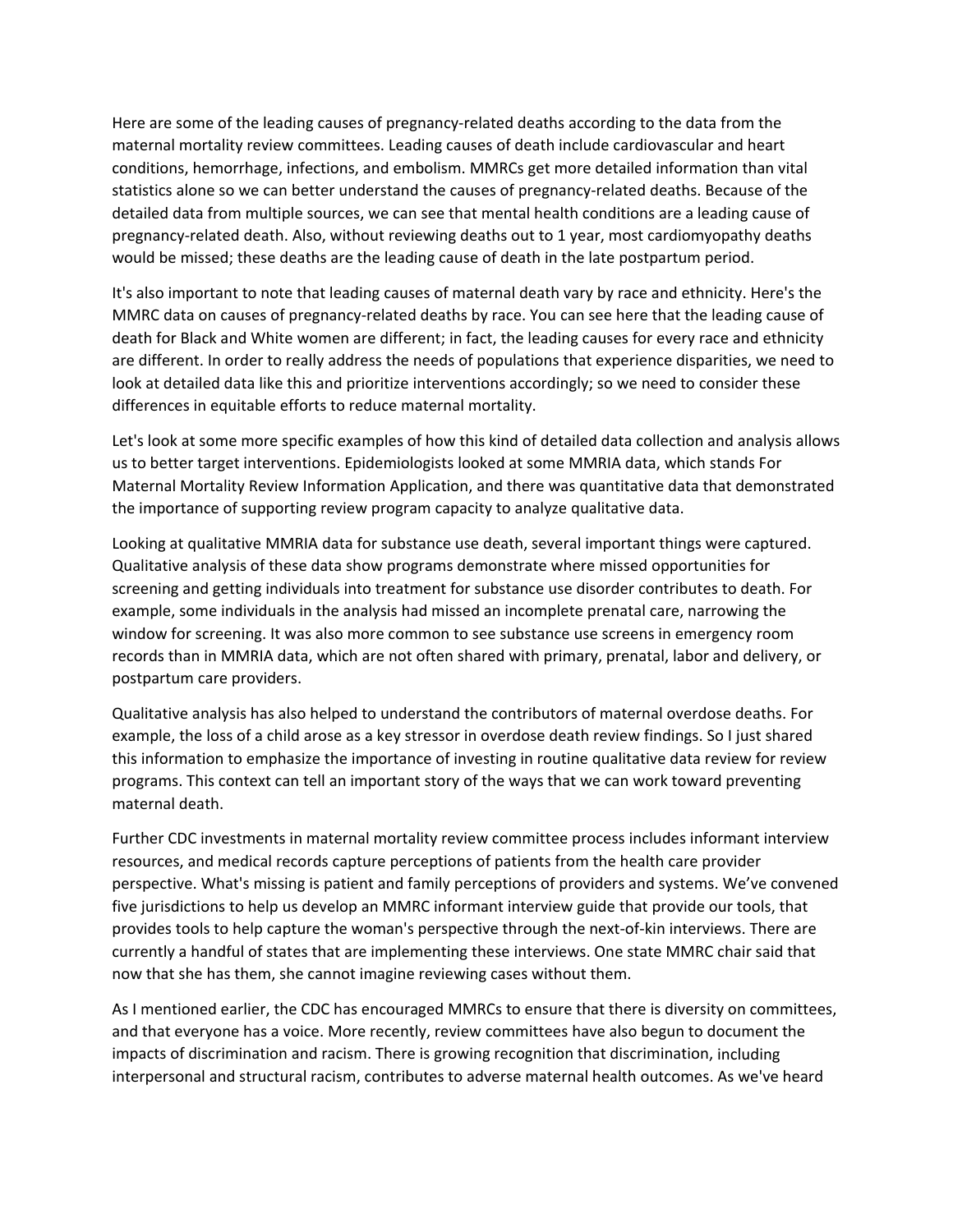Here are some of the leading causes of pregnancy-related deaths according to the data from the maternal mortality review committees. Leading causes of death include cardiovascular and heart conditions, hemorrhage, infections, and embolism. MMRCs get more detailed information than vital statistics alone so we can better understand the causes of pregnancy-related deaths. Because of the detailed data from multiple sources, we can see that mental health conditions are a leading cause of pregnancy-related death. Also, without reviewing deaths out to 1 year, most cardiomyopathy deaths would be missed; these deaths are the leading cause of death in the late postpartum period.

It's also important to note that leading causes of maternal death vary by race and ethnicity. Here's the MMRC data on causes of pregnancy-related deaths by race. You can see here that the leading cause of death for Black and White women are different; in fact, the leading causes for every race and ethnicity are different. In order to really address the needs of populations that experience disparities, we need to look at detailed data like this and prioritize interventions accordingly; so we need to consider these differences in equitable efforts to reduce maternal mortality.

Let's look at some more specific examples of how this kind of detailed data collection and analysis allows us to better target interventions. Epidemiologists looked at some MMRIA data, which stands For Maternal Mortality Review Information Application, and there was quantitative data that demonstrated the importance of supporting review program capacity to analyze qualitative data.

Looking at qualitative MMRIA data for substance use death, several important things were captured. Qualitative analysis of these data show programs demonstrate where missed opportunities for screening and getting individuals into treatment for substance use disorder contributes to death. For example, some individuals in the analysis had missed an incomplete prenatal care, narrowing the window for screening. It was also more common to see substance use screens in emergency room records than in MMRIA data, which are not often shared with primary, prenatal, labor and delivery, or postpartum care providers.

Qualitative analysis has also helped to understand the contributors of maternal overdose deaths. For example, the loss of a child arose as a key stressor in overdose death review findings. So I just shared this information to emphasize the importance of investing in routine qualitative data review for review programs. This context can tell an important story of the ways that we can work toward preventing maternal death.

Further CDC investments in maternal mortality review committee process includes informant interview resources, and medical records capture perceptions of patients from the health care provider perspective. What's missing is patient and family perceptions of providers and systems. We've convened five jurisdictions to help us develop an MMRC informant interview guide that provide our tools, that provides tools to help capture the woman's perspective through the next-of-kin interviews. There are currently a handful of states that are implementing these interviews. One state MMRC chair said that now that she has them, she cannot imagine reviewing cases without them.

As I mentioned earlier, the CDC has encouraged MMRCs to ensure that there is diversity on committees, and that everyone has a voice. More recently, review committees have also begun to document the impacts of discrimination and racism. There is growing recognition that discrimination, including interpersonal and structural racism, contributes to adverse maternal health outcomes. As we've heard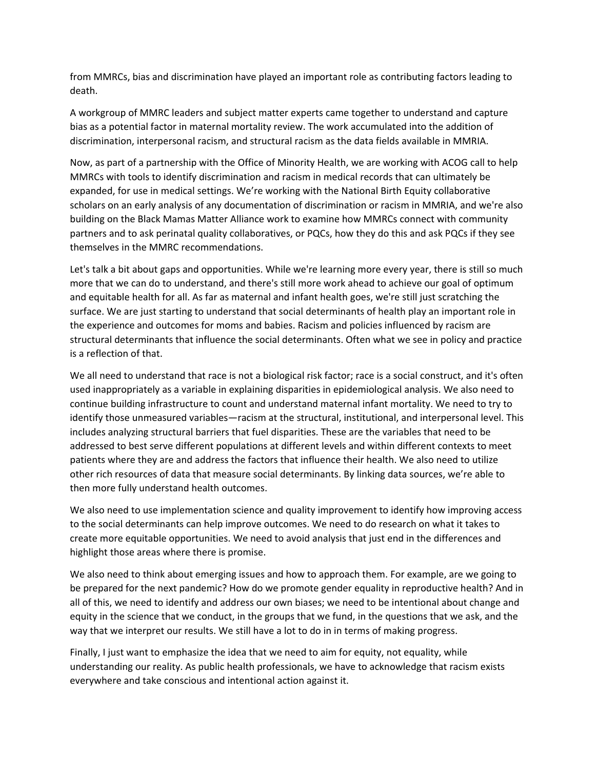from MMRCs, bias and discrimination have played an important role as contributing factors leading to death.

A workgroup of MMRC leaders and subject matter experts came together to understand and capture bias as a potential factor in maternal mortality review. The work accumulated into the addition of discrimination, interpersonal racism, and structural racism as the data fields available in MMRIA.

Now, as part of a partnership with the Office of Minority Health, we are working with ACOG call to help MMRCs with tools to identify discrimination and racism in medical records that can ultimately be expanded, for use in medical settings. We're working with the National Birth Equity collaborative scholars on an early analysis of any documentation of discrimination or racism in MMRIA, and we're also building on the Black Mamas Matter Alliance work to examine how MMRCs connect with community partners and to ask perinatal quality collaboratives, or PQCs, how they do this and ask PQCs if they see themselves in the MMRC recommendations.

Let's talk a bit about gaps and opportunities. While we're learning more every year, there is still so much more that we can do to understand, and there's still more work ahead to achieve our goal of optimum and equitable health for all. As far as maternal and infant health goes, we're still just scratching the surface. We are just starting to understand that social determinants of health play an important role in the experience and outcomes for moms and babies. Racism and policies influenced by racism are structural determinants that influence the social determinants. Often what we see in policy and practice is a reflection of that.

We all need to understand that race is not a biological risk factor; race is a social construct, and it's often used inappropriately as a variable in explaining disparities in epidemiological analysis. We also need to continue building infrastructure to count and understand maternal infant mortality. We need to try to identify those unmeasured variables—racism at the structural, institutional, and interpersonal level. This includes analyzing structural barriers that fuel disparities. These are the variables that need to be addressed to best serve different populations at different levels and within different contexts to meet patients where they are and address the factors that influence their health. We also need to utilize other rich resources of data that measure social determinants. By linking data sources, we're able to then more fully understand health outcomes.

We also need to use implementation science and quality improvement to identify how improving access to the social determinants can help improve outcomes. We need to do research on what it takes to create more equitable opportunities. We need to avoid analysis that just end in the differences and highlight those areas where there is promise.

We also need to think about emerging issues and how to approach them. For example, are we going to be prepared for the next pandemic? How do we promote gender equality in reproductive health? And in all of this, we need to identify and address our own biases; we need to be intentional about change and equity in the science that we conduct, in the groups that we fund, in the questions that we ask, and the way that we interpret our results. We still have a lot to do in in terms of making progress.

Finally, I just want to emphasize the idea that we need to aim for equity, not equality, while understanding our reality. As public health professionals, we have to acknowledge that racism exists everywhere and take conscious and intentional action against it.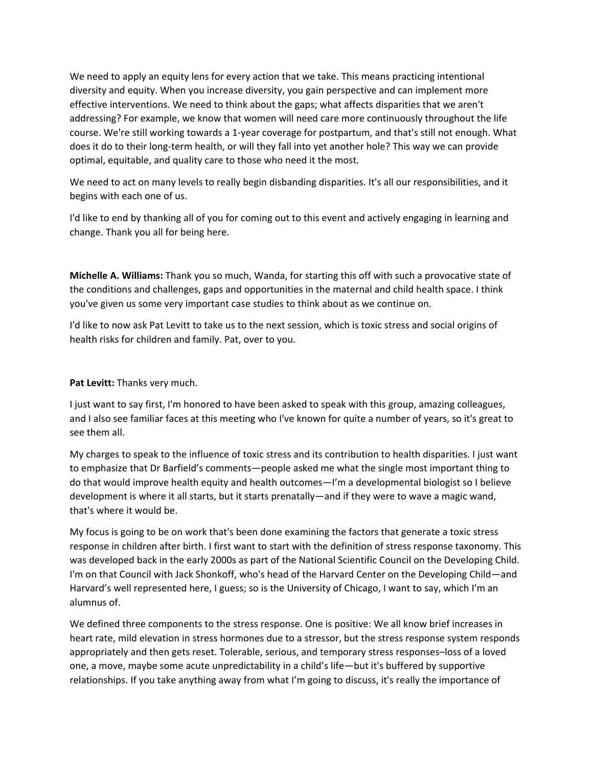We need to apply an equity lens for every action that we take. This means practicing intentional diversity and equity. When you increase diversity, you gain perspective and can implement more effective interventions. We need to think about the gaps; what affects disparities that we aren't addressing? For example, we know that women will need care more continuously throughout the life course. We're still working towards a 1-year coverage for postpartum, and that's still not enough. What does it do to their long-term health, or will they fall into yet another hole? This way we can provide optimal, equitable, and quality care to those who need it the most.

We need to act on many levels to really begin disbanding disparities. It's all our responsibilities, and it begins with each one of us.

I'd like to end by thanking all of you for coming out to this event and actively engaging in learning and change. Thank you all for being here.

**Michelle A. Williams:** Thank you so much, Wanda, for starting this off with such a provocative state of the conditions and challenges, gaps and opportunities in the maternal and child health space. I think you've given us some very important case studies to think about as we continue on.

I'd like to now ask Pat Levitt to take us to the next session, which is toxic stress and social origins of health risks for children and family. Pat, over to you.

**Pat Levitt:** Thanks very much.

I just want to say first, I'm honored to have been asked to speak with this group, amazing colleagues, and I also see familiar faces at this meeting who I've known for quite a number of years, so it's great to see them all.

My charges to speak to the influence of toxic stress and its contribution to health disparities. I just want to emphasize that Dr Barfield's comments—people asked me what the single most important thing to do that would improve health equity and health outcomes—I'm a developmental biologist so I believe development is where it all starts, but it starts prenatally—and if they were to wave a magic wand, that's where it would be.

My focus is going to be on work that's been done examining the factors that generate a toxic stress response in children after birth. I first want to start with the definition of stress response taxonomy. This was developed back in the early 2000s as part of the National Scientific Council on the Developing Child. I'm on that Council with Jack Shonkoff, who's head of the Harvard Center on the Developing Child—and Harvard's well represented here, I guess; so is the University of Chicago, I want to say, which I'm an alumnus of.

We defined three components to the stress response. One is positive: We all know brief increases in heart rate, mild elevation in stress hormones due to a stressor, but the stress response system responds appropriately and then gets reset. Tolerable, serious, and temporary stress responses–loss of a loved one, a move, maybe some acute unpredictability in a child's life—but it's buffered by supportive relationships. If you take anything away from what I'm going to discuss, it's really the importance of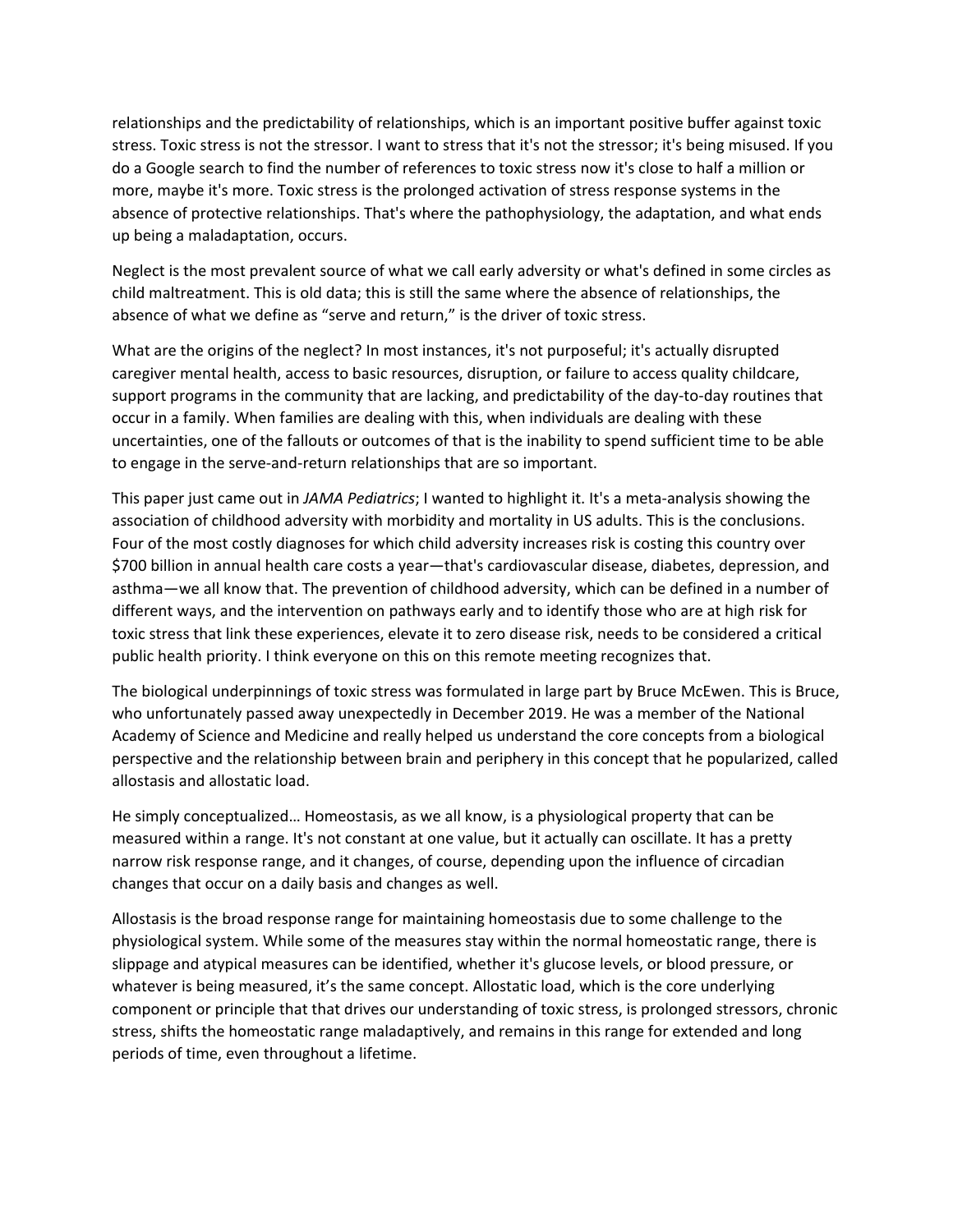relationships and the predictability of relationships, which is an important positive buffer against toxic stress. Toxic stress is not the stressor. I want to stress that it's not the stressor; it's being misused. If you do a Google search to find the number of references to toxic stress now it's close to half a million or more, maybe it's more. Toxic stress is the prolonged activation of stress response systems in the absence of protective relationships. That's where the pathophysiology, the adaptation, and what ends up being a maladaptation, occurs.

Neglect is the most prevalent source of what we call early adversity or what's defined in some circles as child maltreatment. This is old data; this is still the same where the absence of relationships, the absence of what we define as "serve and return," is the driver of toxic stress.

What are the origins of the neglect? In most instances, it's not purposeful; it's actually disrupted caregiver mental health, access to basic resources, disruption, or failure to access quality childcare, support programs in the community that are lacking, and predictability of the day-to-day routines that occur in a family. When families are dealing with this, when individuals are dealing with these uncertainties, one of the fallouts or outcomes of that is the inability to spend sufficient time to be able to engage in the serve-and-return relationships that are so important.

This paper just came out in *JAMA Pediatrics*; I wanted to highlight it. It's a meta-analysis showing the association of childhood adversity with morbidity and mortality in US adults. This is the conclusions. Four of the most costly diagnoses for which child adversity increases risk is costing this country over $700 billion in annual health care costs a year—that's cardiovascular disease, diabetes, depression, and asthma—we all know that. The prevention of childhood adversity, which can be defined in a number of different ways, and the intervention on pathways early and to identify those who are at high risk for toxic stress that link these experiences, elevate it to zero disease risk, needs to be considered a critical public health priority. I think everyone on this on this remote meeting recognizes that.

The biological underpinnings of toxic stress was formulated in large part by Bruce McEwen. This is Bruce, who unfortunately passed away unexpectedly in December 2019. He was a member of the National Academy of Science and Medicine and really helped us understand the core concepts from a biological perspective and the relationship between brain and periphery in this concept that he popularized, called allostasis and allostatic load.

He simply conceptualized… Homeostasis, as we all know, is a physiological property that can be measured within a range. It's not constant at one value, but it actually can oscillate. It has a pretty narrow risk response range, and it changes, of course, depending upon the influence of circadian changes that occur on a daily basis and changes as well.

Allostasis is the broad response range for maintaining homeostasis due to some challenge to the physiological system. While some of the measures stay within the normal homeostatic range, there is slippage and atypical measures can be identified, whether it's glucose levels, or blood pressure, or whatever is being measured, it's the same concept. Allostatic load, which is the core underlying component or principle that that drives our understanding of toxic stress, is prolonged stressors, chronic stress, shifts the homeostatic range maladaptively, and remains in this range for extended and long periods of time, even throughout a lifetime.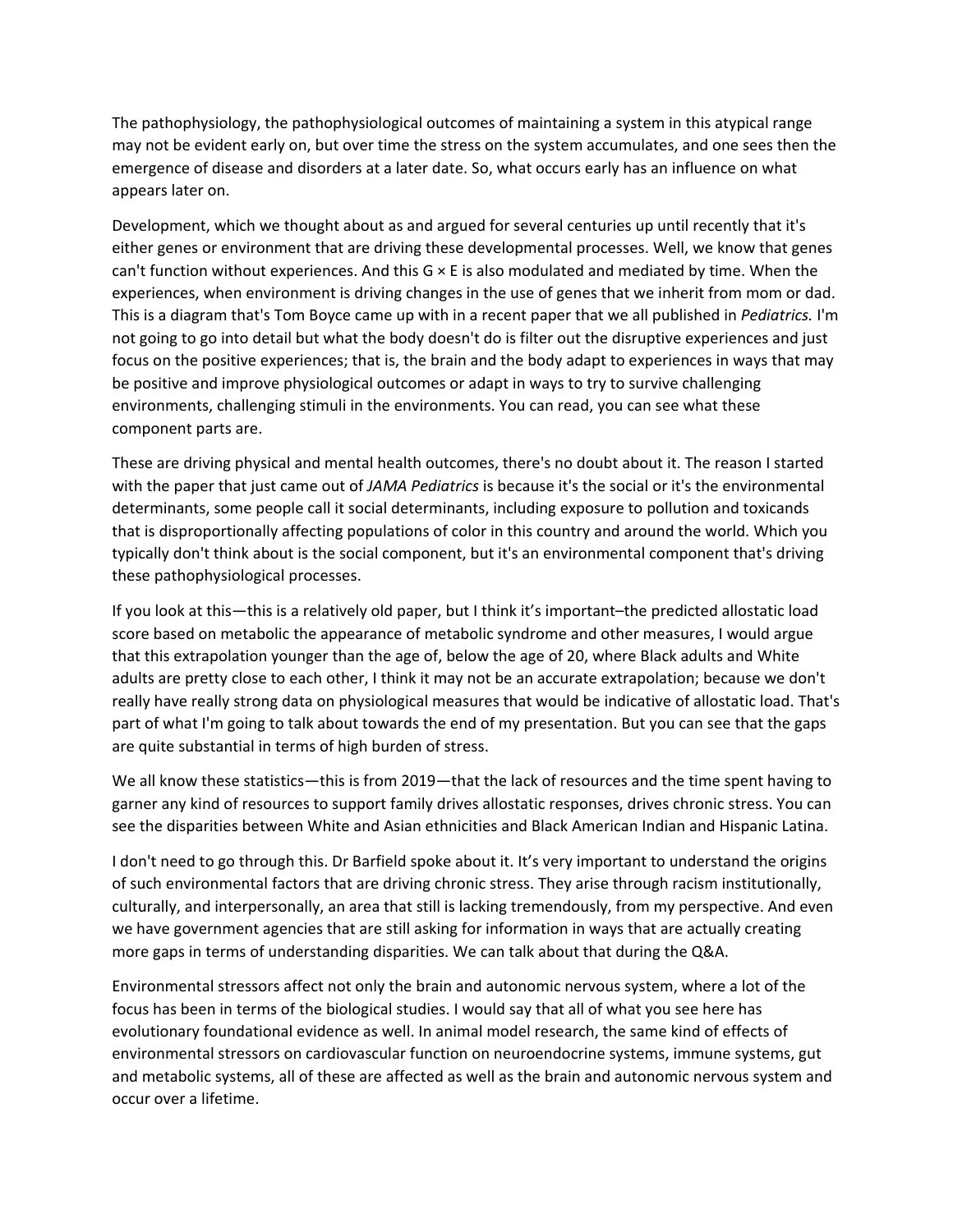The pathophysiology, the pathophysiological outcomes of maintaining a system in this atypical range may not be evident early on, but over time the stress on the system accumulates, and one sees then the emergence of disease and disorders at a later date. So, what occurs early has an influence on what appears later on.

Development, which we thought about as and argued for several centuries up until recently that it's either genes or environment that are driving these developmental processes. Well, we know that genes can't function without experiences. And this G × E is also modulated and mediated by time. When the experiences, when environment is driving changes in the use of genes that we inherit from mom or dad. This is a diagram that's Tom Boyce came up with in a recent paper that we all published in *Pediatrics.* I'm not going to go into detail but what the body doesn't do is filter out the disruptive experiences and just focus on the positive experiences; that is, the brain and the body adapt to experiences in ways that may be positive and improve physiological outcomes or adapt in ways to try to survive challenging environments, challenging stimuli in the environments. You can read, you can see what these component parts are.

These are driving physical and mental health outcomes, there's no doubt about it. The reason I started with the paper that just came out of *JAMA Pediatrics* is because it's the social or it's the environmental determinants, some people call it social determinants, including exposure to pollution and toxicands that is disproportionally affecting populations of color in this country and around the world. Which you typically don't think about is the social component, but it's an environmental component that's driving these pathophysiological processes.

If you look at this—this is a relatively old paper, but I think it's important–the predicted allostatic load score based on metabolic the appearance of metabolic syndrome and other measures, I would argue that this extrapolation younger than the age of, below the age of 20, where Black adults and White adults are pretty close to each other, I think it may not be an accurate extrapolation; because we don't really have really strong data on physiological measures that would be indicative of allostatic load. That's part of what I'm going to talk about towards the end of my presentation. But you can see that the gaps are quite substantial in terms of high burden of stress.

We all know these statistics—this is from 2019—that the lack of resources and the time spent having to garner any kind of resources to support family drives allostatic responses, drives chronic stress. You can see the disparities between White and Asian ethnicities and Black American Indian and Hispanic Latina.

I don't need to go through this. Dr Barfield spoke about it. It's very important to understand the origins of such environmental factors that are driving chronic stress. They arise through racism institutionally, culturally, and interpersonally, an area that still is lacking tremendously, from my perspective. And even we have government agencies that are still asking for information in ways that are actually creating more gaps in terms of understanding disparities. We can talk about that during the Q&A.

Environmental stressors affect not only the brain and autonomic nervous system, where a lot of the focus has been in terms of the biological studies. I would say that all of what you see here has evolutionary foundational evidence as well. In animal model research, the same kind of effects of environmental stressors on cardiovascular function on neuroendocrine systems, immune systems, gut and metabolic systems, all of these are affected as well as the brain and autonomic nervous system and occur over a lifetime.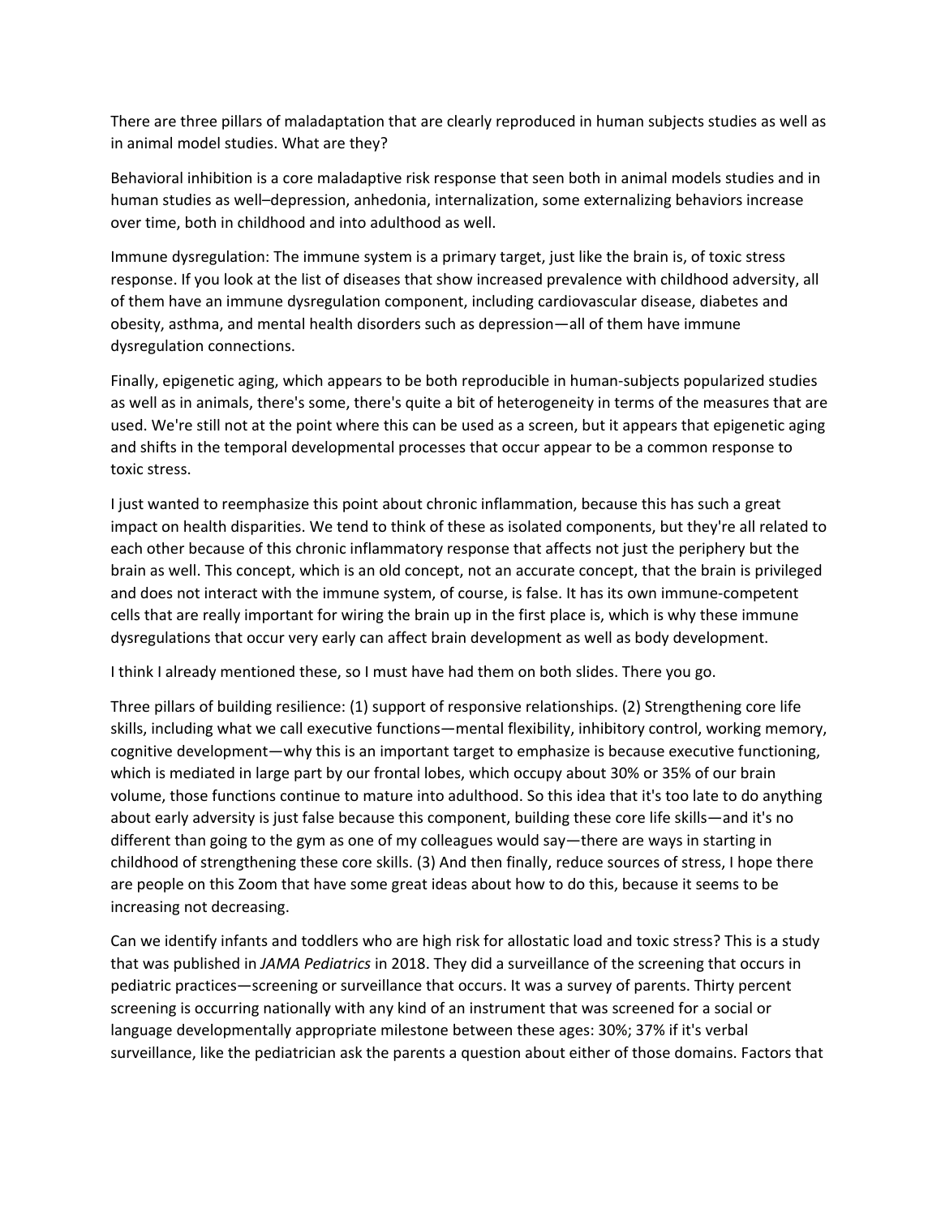There are three pillars of maladaptation that are clearly reproduced in human subjects studies as well as in animal model studies. What are they?

Behavioral inhibition is a core maladaptive risk response that seen both in animal models studies and in human studies as well–depression, anhedonia, internalization, some externalizing behaviors increase over time, both in childhood and into adulthood as well.

Immune dysregulation: The immune system is a primary target, just like the brain is, of toxic stress response. If you look at the list of diseases that show increased prevalence with childhood adversity, all of them have an immune dysregulation component, including cardiovascular disease, diabetes and obesity, asthma, and mental health disorders such as depression—all of them have immune dysregulation connections.

Finally, epigenetic aging, which appears to be both reproducible in human-subjects popularized studies as well as in animals, there's some, there's quite a bit of heterogeneity in terms of the measures that are used. We're still not at the point where this can be used as a screen, but it appears that epigenetic aging and shifts in the temporal developmental processes that occur appear to be a common response to toxic stress.

I just wanted to reemphasize this point about chronic inflammation, because this has such a great impact on health disparities. We tend to think of these as isolated components, but they're all related to each other because of this chronic inflammatory response that affects not just the periphery but the brain as well. This concept, which is an old concept, not an accurate concept, that the brain is privileged and does not interact with the immune system, of course, is false. It has its own immune-competent cells that are really important for wiring the brain up in the first place is, which is why these immune dysregulations that occur very early can affect brain development as well as body development.

I think I already mentioned these, so I must have had them on both slides. There you go.

Three pillars of building resilience: (1) support of responsive relationships. (2) Strengthening core life skills, including what we call executive functions—mental flexibility, inhibitory control, working memory, cognitive development—why this is an important target to emphasize is because executive functioning, which is mediated in large part by our frontal lobes, which occupy about 30% or 35% of our brain volume, those functions continue to mature into adulthood. So this idea that it's too late to do anything about early adversity is just false because this component, building these core life skills—and it's no different than going to the gym as one of my colleagues would say—there are ways in starting in childhood of strengthening these core skills. (3) And then finally, reduce sources of stress, I hope there are people on this Zoom that have some great ideas about how to do this, because it seems to be increasing not decreasing.

Can we identify infants and toddlers who are high risk for allostatic load and toxic stress? This is a study that was published in *JAMA Pediatrics* in 2018. They did a surveillance of the screening that occurs in pediatric practices—screening or surveillance that occurs. It was a survey of parents. Thirty percent screening is occurring nationally with any kind of an instrument that was screened for a social or language developmentally appropriate milestone between these ages: 30%; 37% if it's verbal surveillance, like the pediatrician ask the parents a question about either of those domains. Factors that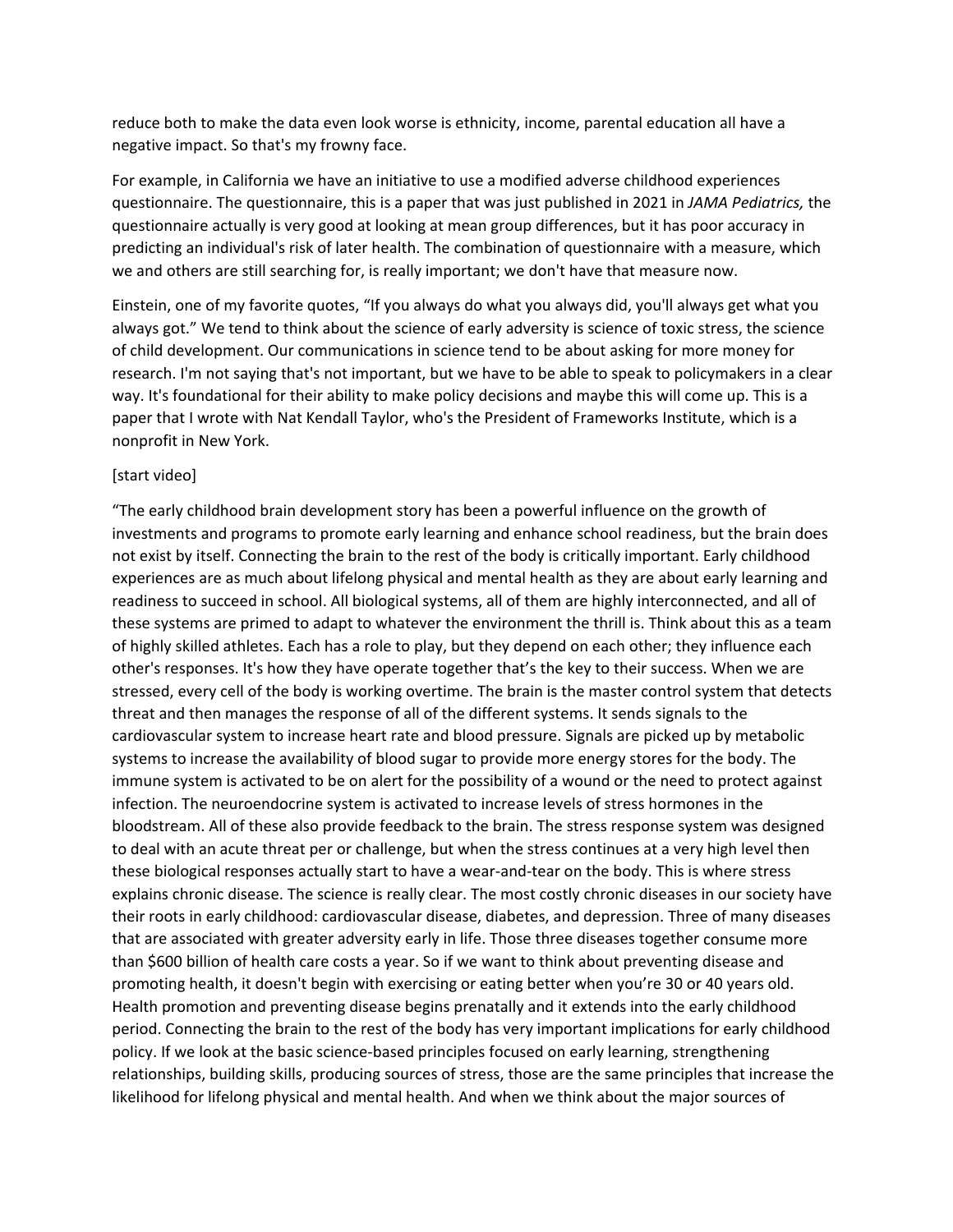reduce both to make the data even look worse is ethnicity, income, parental education all have a negative impact. So that's my frowny face.

For example, in California we have an initiative to use a modified adverse childhood experiences questionnaire. The questionnaire, this is a paper that was just published in 2021 in *JAMA Pediatrics,* the questionnaire actually is very good at looking at mean group differences, but it has poor accuracy in predicting an individual's risk of later health. The combination of questionnaire with a measure, which we and others are still searching for, is really important; we don't have that measure now.

Einstein, one of my favorite quotes, "If you always do what you always did, you'll always get what you always got." We tend to think about the science of early adversity is science of toxic stress, the science of child development. Our communications in science tend to be about asking for more money for research. I'm not saying that's not important, but we have to be able to speak to policymakers in a clear way. It's foundational for their ability to make policy decisions and maybe this will come up. This is a paper that I wrote with Nat Kendall Taylor, who's the President of Frameworks Institute, which is a nonprofit in New York.

[start video]

"The early childhood brain development story has been a powerful influence on the growth of investments and programs to promote early learning and enhance school readiness, but the brain does not exist by itself. Connecting the brain to the rest of the body is critically important. Early childhood experiences are as much about lifelong physical and mental health as they are about early learning and readiness to succeed in school. All biological systems, all of them are highly interconnected, and all of these systems are primed to adapt to whatever the environment the thrill is. Think about this as a team of highly skilled athletes. Each has a role to play, but they depend on each other; they influence each other's responses. It's how they have operate together that's the key to their success. When we are stressed, every cell of the body is working overtime. The brain is the master control system that detects threat and then manages the response of all of the different systems. It sends signals to the cardiovascular system to increase heart rate and blood pressure. Signals are picked up by metabolic systems to increase the availability of blood sugar to provide more energy stores for the body. The immune system is activated to be on alert for the possibility of a wound or the need to protect against infection. The neuroendocrine system is activated to increase levels of stress hormones in the bloodstream. All of these also provide feedback to the brain. The stress response system was designed to deal with an acute threat per or challenge, but when the stress continues at a very high level then these biological responses actually start to have a wear-and-tear on the body. This is where stress explains chronic disease. The science is really clear. The most costly chronic diseases in our society have their roots in early childhood: cardiovascular disease, diabetes, and depression. Three of many diseases that are associated with greater adversity early in life. Those three diseases together consume more than $600 billion of health care costs a year. So if we want to think about preventing disease and promoting health, it doesn't begin with exercising or eating better when you're 30 or 40 years old. Health promotion and preventing disease begins prenatally and it extends into the early childhood period. Connecting the brain to the rest of the body has very important implications for early childhood policy. If we look at the basic science-based principles focused on early learning, strengthening relationships, building skills, producing sources of stress, those are the same principles that increase the likelihood for lifelong physical and mental health. And when we think about the major sources of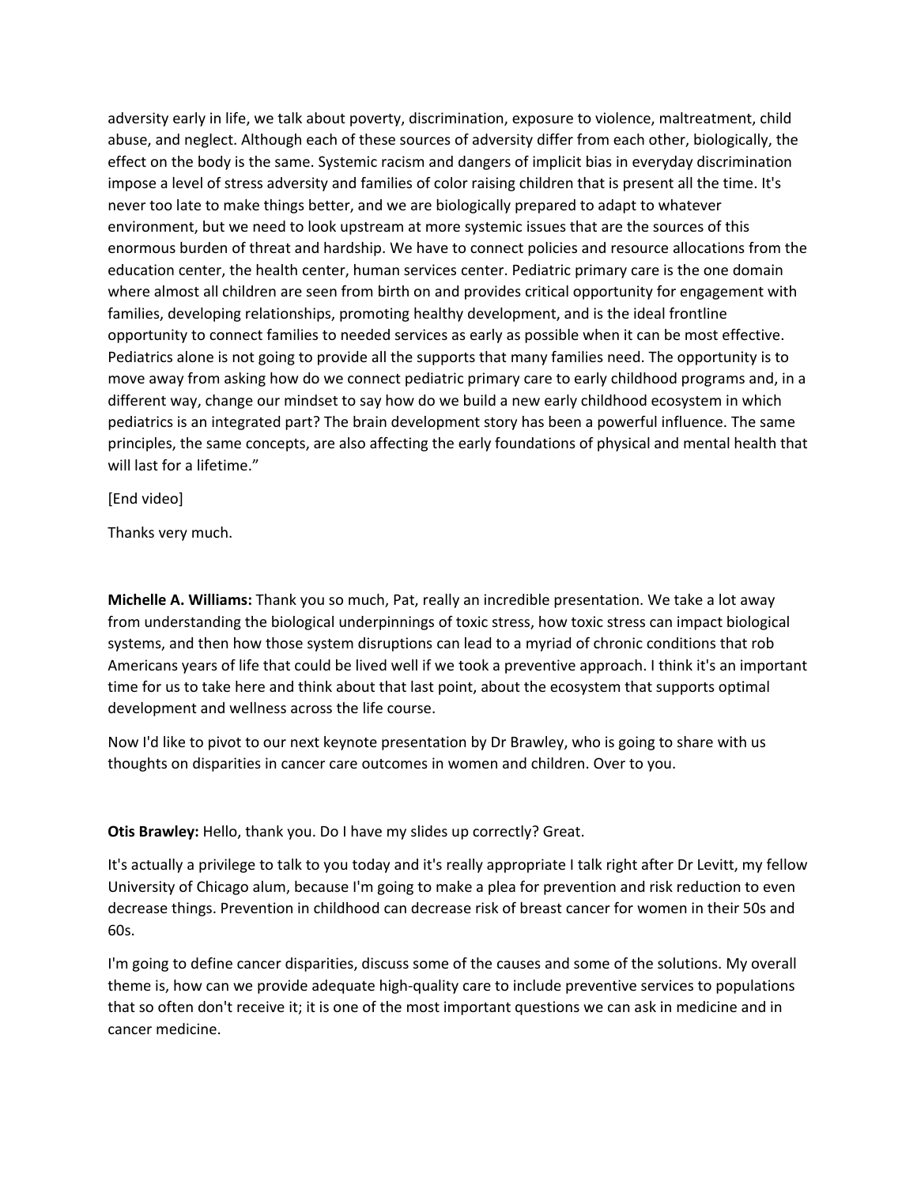adversity early in life, we talk about poverty, discrimination, exposure to violence, maltreatment, child abuse, and neglect. Although each of these sources of adversity differ from each other, biologically, the effect on the body is the same. Systemic racism and dangers of implicit bias in everyday discrimination impose a level of stress adversity and families of color raising children that is present all the time. It's never too late to make things better, and we are biologically prepared to adapt to whatever environment, but we need to look upstream at more systemic issues that are the sources of this enormous burden of threat and hardship. We have to connect policies and resource allocations from the education center, the health center, human services center. Pediatric primary care is the one domain where almost all children are seen from birth on and provides critical opportunity for engagement with families, developing relationships, promoting healthy development, and is the ideal frontline opportunity to connect families to needed services as early as possible when it can be most effective. Pediatrics alone is not going to provide all the supports that many families need. The opportunity is to move away from asking how do we connect pediatric primary care to early childhood programs and, in a different way, change our mindset to say how do we build a new early childhood ecosystem in which pediatrics is an integrated part? The brain development story has been a powerful influence. The same principles, the same concepts, are also affecting the early foundations of physical and mental health that will last for a lifetime."

[End video]

Thanks very much.

**Michelle A. Williams:** Thank you so much, Pat, really an incredible presentation. We take a lot away from understanding the biological underpinnings of toxic stress, how toxic stress can impact biological systems, and then how those system disruptions can lead to a myriad of chronic conditions that rob Americans years of life that could be lived well if we took a preventive approach. I think it's an important time for us to take here and think about that last point, about the ecosystem that supports optimal development and wellness across the life course.

Now I'd like to pivot to our next keynote presentation by Dr Brawley, who is going to share with us thoughts on disparities in cancer care outcomes in women and children. Over to you.

**Otis Brawley:** Hello, thank you. Do I have my slides up correctly? Great.

It's actually a privilege to talk to you today and it's really appropriate I talk right after Dr Levitt, my fellow University of Chicago alum, because I'm going to make a plea for prevention and risk reduction to even decrease things. Prevention in childhood can decrease risk of breast cancer for women in their 50s and 60s.

I'm going to define cancer disparities, discuss some of the causes and some of the solutions. My overall theme is, how can we provide adequate high-quality care to include preventive services to populations that so often don't receive it; it is one of the most important questions we can ask in medicine and in cancer medicine.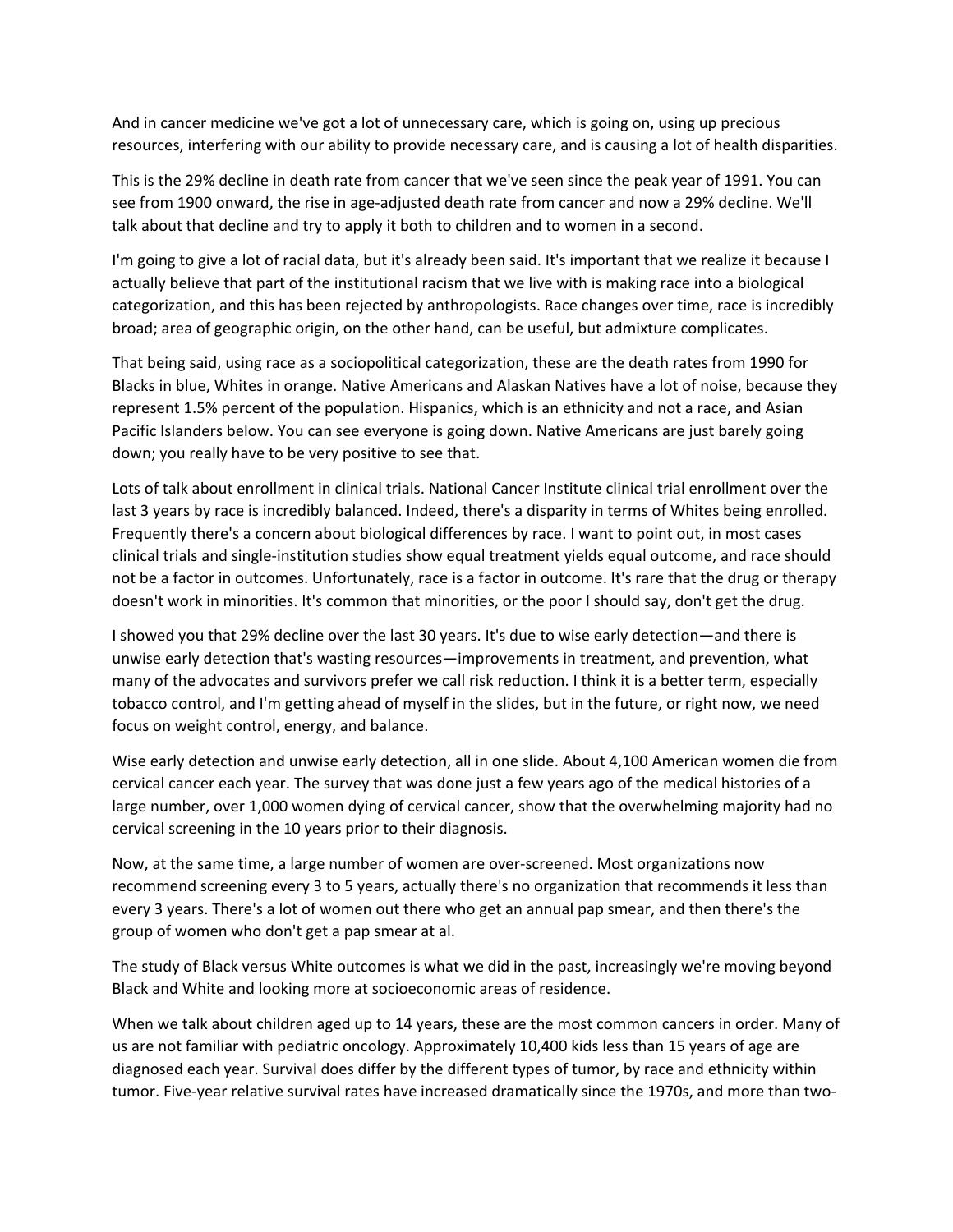And in cancer medicine we've got a lot of unnecessary care, which is going on, using up precious resources, interfering with our ability to provide necessary care, and is causing a lot of health disparities.

This is the 29% decline in death rate from cancer that we've seen since the peak year of 1991. You can see from 1900 onward, the rise in age-adjusted death rate from cancer and now a 29% decline. We'll talk about that decline and try to apply it both to children and to women in a second.

I'm going to give a lot of racial data, but it's already been said. It's important that we realize it because I actually believe that part of the institutional racism that we live with is making race into a biological categorization, and this has been rejected by anthropologists. Race changes over time, race is incredibly broad; area of geographic origin, on the other hand, can be useful, but admixture complicates.

That being said, using race as a sociopolitical categorization, these are the death rates from 1990 for Blacks in blue, Whites in orange. Native Americans and Alaskan Natives have a lot of noise, because they represent 1.5% percent of the population. Hispanics, which is an ethnicity and not a race, and Asian Pacific Islanders below. You can see everyone is going down. Native Americans are just barely going down; you really have to be very positive to see that.

Lots of talk about enrollment in clinical trials. National Cancer Institute clinical trial enrollment over the last 3 years by race is incredibly balanced. Indeed, there's a disparity in terms of Whites being enrolled. Frequently there's a concern about biological differences by race. I want to point out, in most cases clinical trials and single-institution studies show equal treatment yields equal outcome, and race should not be a factor in outcomes. Unfortunately, race is a factor in outcome. It's rare that the drug or therapy doesn't work in minorities. It's common that minorities, or the poor I should say, don't get the drug.

I showed you that 29% decline over the last 30 years. It's due to wise early detection—and there is unwise early detection that's wasting resources—improvements in treatment, and prevention, what many of the advocates and survivors prefer we call risk reduction. I think it is a better term, especially tobacco control, and I'm getting ahead of myself in the slides, but in the future, or right now, we need focus on weight control, energy, and balance.

Wise early detection and unwise early detection, all in one slide. About 4,100 American women die from cervical cancer each year. The survey that was done just a few years ago of the medical histories of a large number, over 1,000 women dying of cervical cancer, show that the overwhelming majority had no cervical screening in the 10 years prior to their diagnosis.

Now, at the same time, a large number of women are over-screened. Most organizations now recommend screening every 3 to 5 years, actually there's no organization that recommends it less than every 3 years. There's a lot of women out there who get an annual pap smear, and then there's the group of women who don't get a pap smear at al.

The study of Black versus White outcomes is what we did in the past, increasingly we're moving beyond Black and White and looking more at socioeconomic areas of residence.

When we talk about children aged up to 14 years, these are the most common cancers in order. Many of us are not familiar with pediatric oncology. Approximately 10,400 kids less than 15 years of age are diagnosed each year. Survival does differ by the different types of tumor, by race and ethnicity within tumor. Five-year relative survival rates have increased dramatically since the 1970s, and more than two-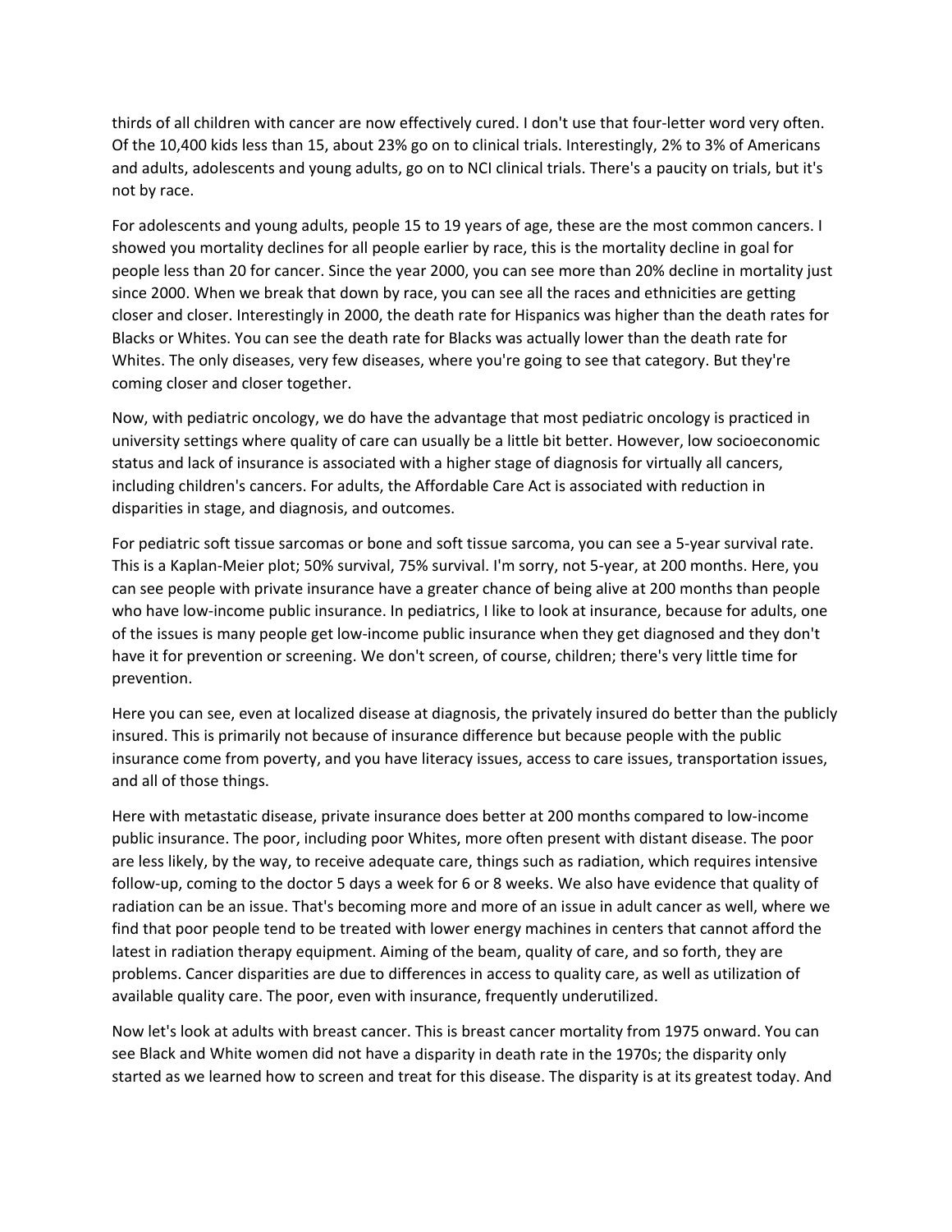thirds of all children with cancer are now effectively cured. I don't use that four-letter word very often. Of the 10,400 kids less than 15, about 23% go on to clinical trials. Interestingly, 2% to 3% of Americans and adults, adolescents and young adults, go on to NCI clinical trials. There's a paucity on trials, but it's not by race.

For adolescents and young adults, people 15 to 19 years of age, these are the most common cancers. I showed you mortality declines for all people earlier by race, this is the mortality decline in goal for people less than 20 for cancer. Since the year 2000, you can see more than 20% decline in mortality just since 2000. When we break that down by race, you can see all the races and ethnicities are getting closer and closer. Interestingly in 2000, the death rate for Hispanics was higher than the death rates for Blacks or Whites. You can see the death rate for Blacks was actually lower than the death rate for Whites. The only diseases, very few diseases, where you're going to see that category. But they're coming closer and closer together.

Now, with pediatric oncology, we do have the advantage that most pediatric oncology is practiced in university settings where quality of care can usually be a little bit better. However, low socioeconomic status and lack of insurance is associated with a higher stage of diagnosis for virtually all cancers, including children's cancers. For adults, the Affordable Care Act is associated with reduction in disparities in stage, and diagnosis, and outcomes.

For pediatric soft tissue sarcomas or bone and soft tissue sarcoma, you can see a 5-year survival rate. This is a Kaplan-Meier plot; 50% survival, 75% survival. I'm sorry, not 5-year, at 200 months. Here, you can see people with private insurance have a greater chance of being alive at 200 months than people who have low-income public insurance. In pediatrics, I like to look at insurance, because for adults, one of the issues is many people get low-income public insurance when they get diagnosed and they don't have it for prevention or screening. We don't screen, of course, children; there's very little time for prevention.

Here you can see, even at localized disease at diagnosis, the privately insured do better than the publicly insured. This is primarily not because of insurance difference but because people with the public insurance come from poverty, and you have literacy issues, access to care issues, transportation issues, and all of those things.

Here with metastatic disease, private insurance does better at 200 months compared to low-income public insurance. The poor, including poor Whites, more often present with distant disease. The poor are less likely, by the way, to receive adequate care, things such as radiation, which requires intensive follow-up, coming to the doctor 5 days a week for 6 or 8 weeks. We also have evidence that quality of radiation can be an issue. That's becoming more and more of an issue in adult cancer as well, where we find that poor people tend to be treated with lower energy machines in centers that cannot afford the latest in radiation therapy equipment. Aiming of the beam, quality of care, and so forth, they are problems. Cancer disparities are due to differences in access to quality care, as well as utilization of available quality care. The poor, even with insurance, frequently underutilized.

Now let's look at adults with breast cancer. This is breast cancer mortality from 1975 onward. You can see Black and White women did not have a disparity in death rate in the 1970s; the disparity only started as we learned how to screen and treat for this disease. The disparity is at its greatest today. And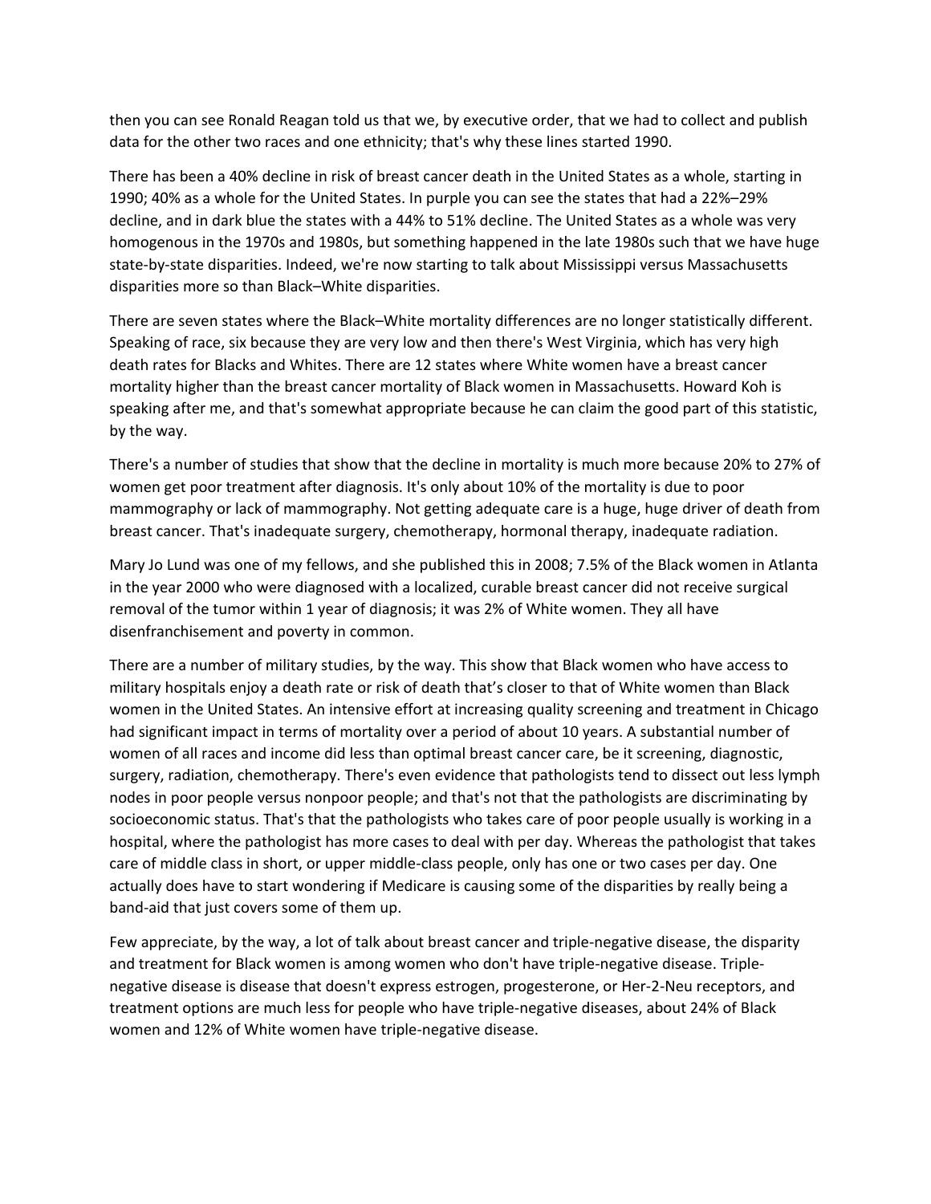then you can see Ronald Reagan told us that we, by executive order, that we had to collect and publish data for the other two races and one ethnicity; that's why these lines started 1990.

There has been a 40% decline in risk of breast cancer death in the United States as a whole, starting in 1990; 40% as a whole for the United States. In purple you can see the states that had a 22%–29% decline, and in dark blue the states with a 44% to 51% decline. The United States as a whole was very homogenous in the 1970s and 1980s, but something happened in the late 1980s such that we have huge state-by-state disparities. Indeed, we're now starting to talk about Mississippi versus Massachusetts disparities more so than Black–White disparities.

There are seven states where the Black–White mortality differences are no longer statistically different. Speaking of race, six because they are very low and then there's West Virginia, which has very high death rates for Blacks and Whites. There are 12 states where White women have a breast cancer mortality higher than the breast cancer mortality of Black women in Massachusetts. Howard Koh is speaking after me, and that's somewhat appropriate because he can claim the good part of this statistic, by the way.

There's a number of studies that show that the decline in mortality is much more because 20% to 27% of women get poor treatment after diagnosis. It's only about 10% of the mortality is due to poor mammography or lack of mammography. Not getting adequate care is a huge, huge driver of death from breast cancer. That's inadequate surgery, chemotherapy, hormonal therapy, inadequate radiation.

Mary Jo Lund was one of my fellows, and she published this in 2008; 7.5% of the Black women in Atlanta in the year 2000 who were diagnosed with a localized, curable breast cancer did not receive surgical removal of the tumor within 1 year of diagnosis; it was 2% of White women. They all have disenfranchisement and poverty in common.

There are a number of military studies, by the way. This show that Black women who have access to military hospitals enjoy a death rate or risk of death that's closer to that of White women than Black women in the United States. An intensive effort at increasing quality screening and treatment in Chicago had significant impact in terms of mortality over a period of about 10 years. A substantial number of women of all races and income did less than optimal breast cancer care, be it screening, diagnostic, surgery, radiation, chemotherapy. There's even evidence that pathologists tend to dissect out less lymph nodes in poor people versus nonpoor people; and that's not that the pathologists are discriminating by socioeconomic status. That's that the pathologists who takes care of poor people usually is working in a hospital, where the pathologist has more cases to deal with per day. Whereas the pathologist that takes care of middle class in short, or upper middle-class people, only has one or two cases per day. One actually does have to start wondering if Medicare is causing some of the disparities by really being a band-aid that just covers some of them up.

Few appreciate, by the way, a lot of talk about breast cancer and triple-negative disease, the disparity and treatment for Black women is among women who don't have triple-negative disease. Triple-negative disease is disease that doesn't express estrogen, progesterone, or Her-2-Neu receptors, and treatment options are much less for people who have triple-negative diseases, about 24% of Black women and 12% of White women have triple-negative disease.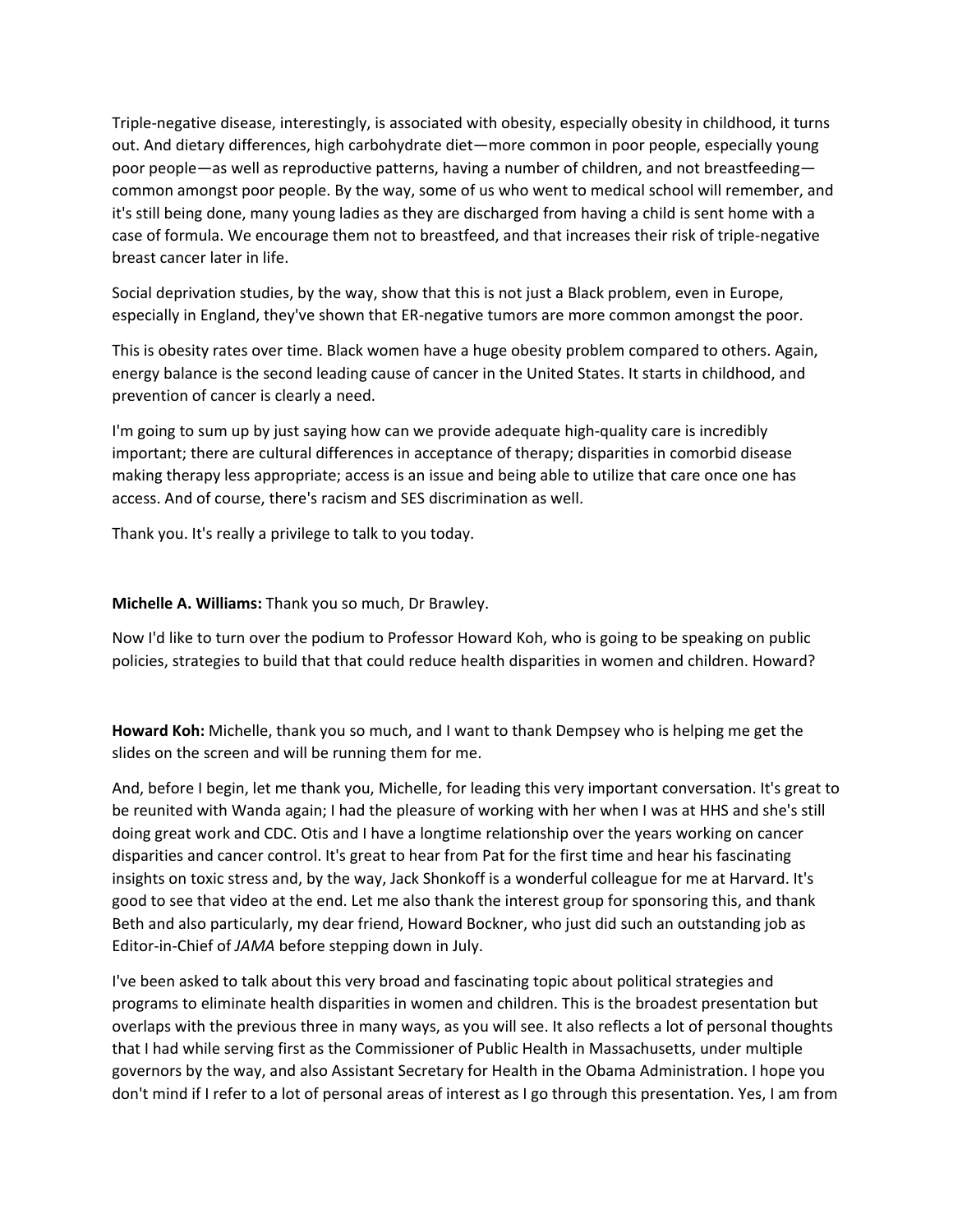Triple-negative disease, interestingly, is associated with obesity, especially obesity in childhood, it turns out. And dietary differences, high carbohydrate diet—more common in poor people, especially young poor people—as well as reproductive patterns, having a number of children, and not breastfeeding—common amongst poor people. By the way, some of us who went to medical school will remember, and it's still being done, many young ladies as they are discharged from having a child is sent home with a case of formula. We encourage them not to breastfeed, and that increases their risk of triple-negative breast cancer later in life.

Social deprivation studies, by the way, show that this is not just a Black problem, even in Europe, especially in England, they've shown that ER-negative tumors are more common amongst the poor.

This is obesity rates over time. Black women have a huge obesity problem compared to others. Again, energy balance is the second leading cause of cancer in the United States. It starts in childhood, and prevention of cancer is clearly a need.

I'm going to sum up by just saying how can we provide adequate high-quality care is incredibly important; there are cultural differences in acceptance of therapy; disparities in comorbid disease making therapy less appropriate; access is an issue and being able to utilize that care once one has access. And of course, there's racism and SES discrimination as well.

Thank you. It's really a privilege to talk to you today.

**Michelle A. Williams:** Thank you so much, Dr Brawley.

Now I'd like to turn over the podium to Professor Howard Koh, who is going to be speaking on public policies, strategies to build that that could reduce health disparities in women and children. Howard?

**Howard Koh:** Michelle, thank you so much, and I want to thank Dempsey who is helping me get the slides on the screen and will be running them for me.

And, before I begin, let me thank you, Michelle, for leading this very important conversation. It's great to be reunited with Wanda again; I had the pleasure of working with her when I was at HHS and she's still doing great work and CDC. Otis and I have a longtime relationship over the years working on cancer disparities and cancer control. It's great to hear from Pat for the first time and hear his fascinating insights on toxic stress and, by the way, Jack Shonkoff is a wonderful colleague for me at Harvard. It's good to see that video at the end. Let me also thank the interest group for sponsoring this, and thank Beth and also particularly, my dear friend, Howard Bockner, who just did such an outstanding job as Editor-in-Chief of *JAMA* before stepping down in July.

I've been asked to talk about this very broad and fascinating topic about political strategies and programs to eliminate health disparities in women and children. This is the broadest presentation but overlaps with the previous three in many ways, as you will see. It also reflects a lot of personal thoughts that I had while serving first as the Commissioner of Public Health in Massachusetts, under multiple governors by the way, and also Assistant Secretary for Health in the Obama Administration. I hope you don't mind if I refer to a lot of personal areas of interest as I go through this presentation. Yes, I am from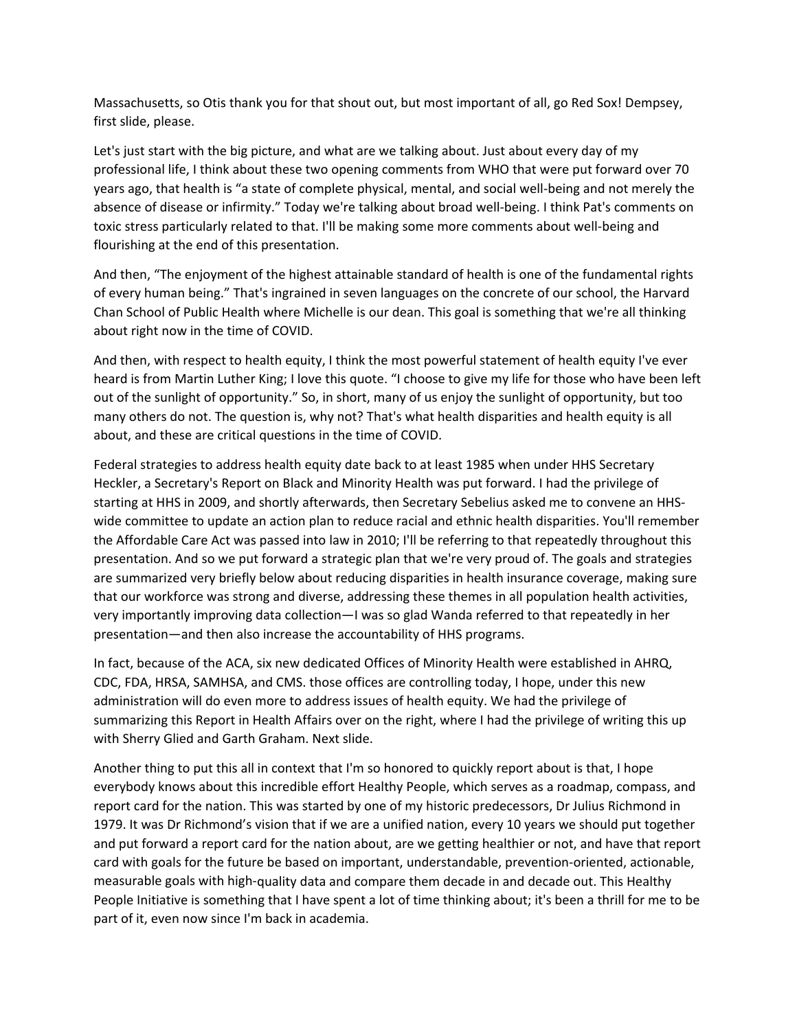Massachusetts, so Otis thank you for that shout out, but most important of all, go Red Sox! Dempsey, first slide, please.

Let's just start with the big picture, and what are we talking about. Just about every day of my professional life, I think about these two opening comments from WHO that were put forward over 70 years ago, that health is "a state of complete physical, mental, and social well-being and not merely the absence of disease or infirmity." Today we're talking about broad well-being. I think Pat's comments on toxic stress particularly related to that. I'll be making some more comments about well-being and flourishing at the end of this presentation.

And then, "The enjoyment of the highest attainable standard of health is one of the fundamental rights of every human being." That's ingrained in seven languages on the concrete of our school, the Harvard Chan School of Public Health where Michelle is our dean. This goal is something that we're all thinking about right now in the time of COVID.

And then, with respect to health equity, I think the most powerful statement of health equity I've ever heard is from Martin Luther King; I love this quote. "I choose to give my life for those who have been left out of the sunlight of opportunity." So, in short, many of us enjoy the sunlight of opportunity, but too many others do not. The question is, why not? That's what health disparities and health equity is all about, and these are critical questions in the time of COVID.

Federal strategies to address health equity date back to at least 1985 when under HHS Secretary Heckler, a Secretary's Report on Black and Minority Health was put forward. I had the privilege of starting at HHS in 2009, and shortly afterwards, then Secretary Sebelius asked me to convene an HHS-wide committee to update an action plan to reduce racial and ethnic health disparities. You'll remember the Affordable Care Act was passed into law in 2010; I'll be referring to that repeatedly throughout this presentation. And so we put forward a strategic plan that we're very proud of. The goals and strategies are summarized very briefly below about reducing disparities in health insurance coverage, making sure that our workforce was strong and diverse, addressing these themes in all population health activities, very importantly improving data collection—I was so glad Wanda referred to that repeatedly in her presentation—and then also increase the accountability of HHS programs.

In fact, because of the ACA, six new dedicated Offices of Minority Health were established in AHRQ, CDC, FDA, HRSA, SAMHSA, and CMS. those offices are controlling today, I hope, under this new administration will do even more to address issues of health equity. We had the privilege of summarizing this Report in Health Affairs over on the right, where I had the privilege of writing this up with Sherry Glied and Garth Graham. Next slide.

Another thing to put this all in context that I'm so honored to quickly report about is that, I hope everybody knows about this incredible effort Healthy People, which serves as a roadmap, compass, and report card for the nation. This was started by one of my historic predecessors, Dr Julius Richmond in 1979. It was Dr Richmond's vision that if we are a unified nation, every 10 years we should put together and put forward a report card for the nation about, are we getting healthier or not, and have that report card with goals for the future be based on important, understandable, prevention-oriented, actionable, measurable goals with high-quality data and compare them decade in and decade out. This Healthy People Initiative is something that I have spent a lot of time thinking about; it's been a thrill for me to be part of it, even now since I'm back in academia.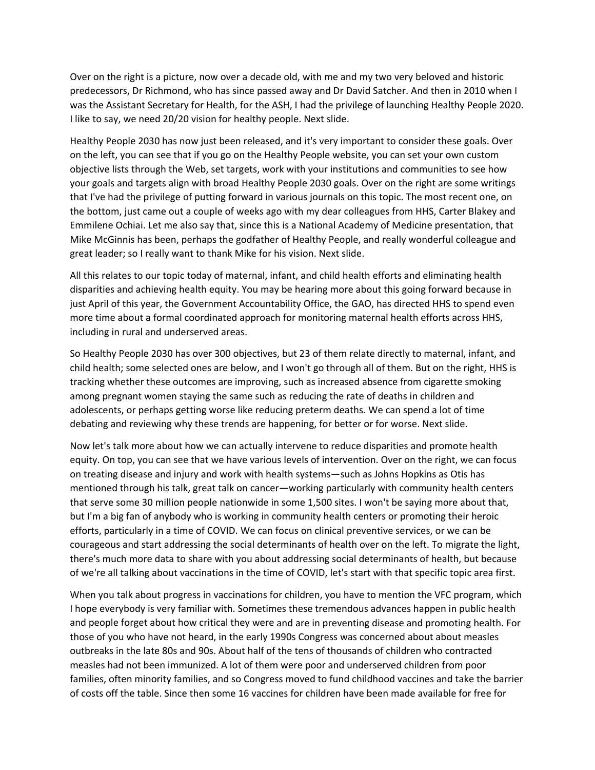Over on the right is a picture, now over a decade old, with me and my two very beloved and historic predecessors, Dr Richmond, who has since passed away and Dr David Satcher. And then in 2010 when I was the Assistant Secretary for Health, for the ASH, I had the privilege of launching Healthy People 2020. I like to say, we need 20/20 vision for healthy people. Next slide.

Healthy People 2030 has now just been released, and it's very important to consider these goals. Over on the left, you can see that if you go on the Healthy People website, you can set your own custom objective lists through the Web, set targets, work with your institutions and communities to see how your goals and targets align with broad Healthy People 2030 goals. Over on the right are some writings that I've had the privilege of putting forward in various journals on this topic. The most recent one, on the bottom, just came out a couple of weeks ago with my dear colleagues from HHS, Carter Blakey and Emmilene Ochiai. Let me also say that, since this is a National Academy of Medicine presentation, that Mike McGinnis has been, perhaps the godfather of Healthy People, and really wonderful colleague and great leader; so I really want to thank Mike for his vision. Next slide.

All this relates to our topic today of maternal, infant, and child health efforts and eliminating health disparities and achieving health equity. You may be hearing more about this going forward because in just April of this year, the Government Accountability Office, the GAO, has directed HHS to spend even more time about a formal coordinated approach for monitoring maternal health efforts across HHS, including in rural and underserved areas.

So Healthy People 2030 has over 300 objectives, but 23 of them relate directly to maternal, infant, and child health; some selected ones are below, and I won't go through all of them. But on the right, HHS is tracking whether these outcomes are improving, such as increased absence from cigarette smoking among pregnant women staying the same such as reducing the rate of deaths in children and adolescents, or perhaps getting worse like reducing preterm deaths. We can spend a lot of time debating and reviewing why these trends are happening, for better or for worse. Next slide.

Now let's talk more about how we can actually intervene to reduce disparities and promote health equity. On top, you can see that we have various levels of intervention. Over on the right, we can focus on treating disease and injury and work with health systems—such as Johns Hopkins as Otis has mentioned through his talk, great talk on cancer—working particularly with community health centers that serve some 30 million people nationwide in some 1,500 sites. I won't be saying more about that, but I'm a big fan of anybody who is working in community health centers or promoting their heroic efforts, particularly in a time of COVID. We can focus on clinical preventive services, or we can be courageous and start addressing the social determinants of health over on the left. To migrate the light, there's much more data to share with you about addressing social determinants of health, but because of we're all talking about vaccinations in the time of COVID, let's start with that specific topic area first.

When you talk about progress in vaccinations for children, you have to mention the VFC program, which I hope everybody is very familiar with. Sometimes these tremendous advances happen in public health and people forget about how critical they were and are in preventing disease and promoting health. For those of you who have not heard, in the early 1990s Congress was concerned about about measles outbreaks in the late 80s and 90s. About half of the tens of thousands of children who contracted measles had not been immunized. A lot of them were poor and underserved children from poor families, often minority families, and so Congress moved to fund childhood vaccines and take the barrier of costs off the table. Since then some 16 vaccines for children have been made available for free for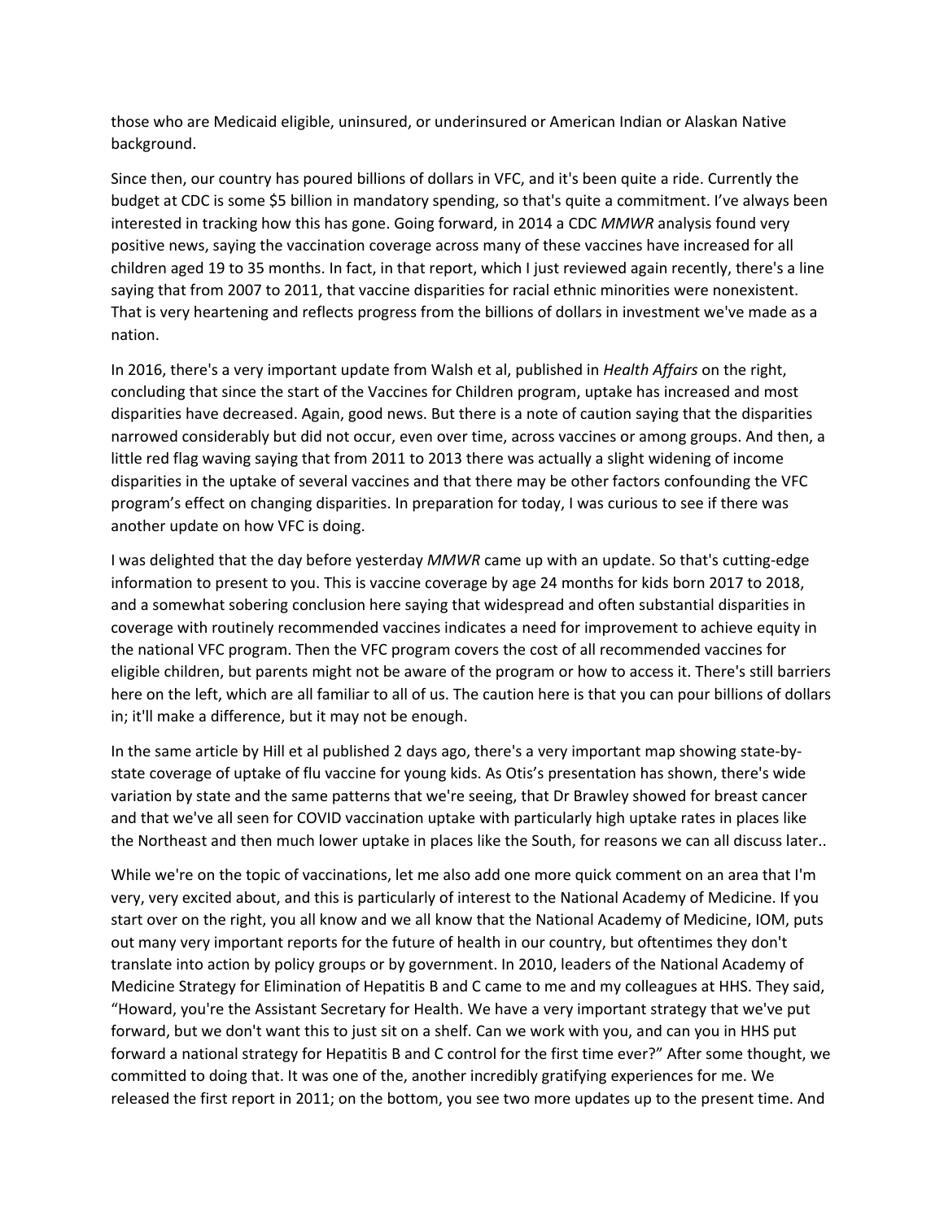those who are Medicaid eligible, uninsured, or underinsured or American Indian or Alaskan Native background.

Since then, our country has poured billions of dollars in VFC, and it's been quite a ride. Currently the budget at CDC is some $5 billion in mandatory spending, so that's quite a commitment. I've always been interested in tracking how this has gone. Going forward, in 2014 a CDC *MMWR* analysis found very positive news, saying the vaccination coverage across many of these vaccines have increased for all children aged 19 to 35 months. In fact, in that report, which I just reviewed again recently, there's a line saying that from 2007 to 2011, that vaccine disparities for racial ethnic minorities were nonexistent. That is very heartening and reflects progress from the billions of dollars in investment we've made as a nation.

In 2016, there's a very important update from Walsh et al, published in *Health Affairs* on the right, concluding that since the start of the Vaccines for Children program, uptake has increased and most disparities have decreased. Again, good news. But there is a note of caution saying that the disparities narrowed considerably but did not occur, even over time, across vaccines or among groups. And then, a little red flag waving saying that from 2011 to 2013 there was actually a slight widening of income disparities in the uptake of several vaccines and that there may be other factors confounding the VFC program's effect on changing disparities. In preparation for today, I was curious to see if there was another update on how VFC is doing.

I was delighted that the day before yesterday *MMWR* came up with an update. So that's cutting-edge information to present to you. This is vaccine coverage by age 24 months for kids born 2017 to 2018, and a somewhat sobering conclusion here saying that widespread and often substantial disparities in coverage with routinely recommended vaccines indicates a need for improvement to achieve equity in the national VFC program. Then the VFC program covers the cost of all recommended vaccines for eligible children, but parents might not be aware of the program or how to access it. There's still barriers here on the left, which are all familiar to all of us. The caution here is that you can pour billions of dollars in; it'll make a difference, but it may not be enough.

In the same article by Hill et al published 2 days ago, there's a very important map showing state-by-state coverage of uptake of flu vaccine for young kids. As Otis's presentation has shown, there's wide variation by state and the same patterns that we're seeing, that Dr Brawley showed for breast cancer and that we've all seen for COVID vaccination uptake with particularly high uptake rates in places like the Northeast and then much lower uptake in places like the South, for reasons we can all discuss later..

While we're on the topic of vaccinations, let me also add one more quick comment on an area that I'm very, very excited about, and this is particularly of interest to the National Academy of Medicine. If you start over on the right, you all know and we all know that the National Academy of Medicine, IOM, puts out many very important reports for the future of health in our country, but oftentimes they don't translate into action by policy groups or by government. In 2010, leaders of the National Academy of Medicine Strategy for Elimination of Hepatitis B and C came to me and my colleagues at HHS. They said, "Howard, you're the Assistant Secretary for Health. We have a very important strategy that we've put forward, but we don't want this to just sit on a shelf. Can we work with you, and can you in HHS put forward a national strategy for Hepatitis B and C control for the first time ever?" After some thought, we committed to doing that. It was one of the, another incredibly gratifying experiences for me. We released the first report in 2011; on the bottom, you see two more updates up to the present time. And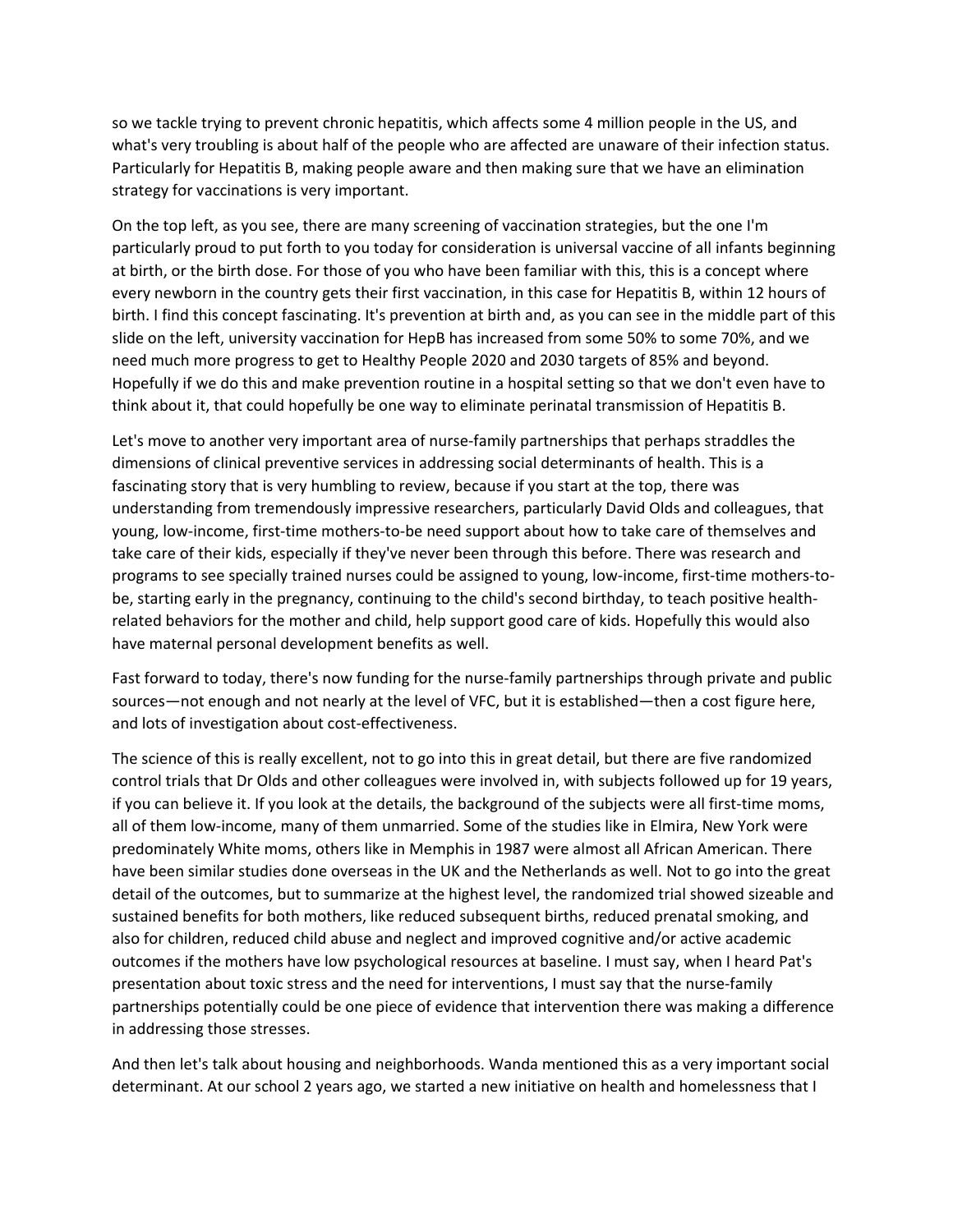so we tackle trying to prevent chronic hepatitis, which affects some 4 million people in the US, and what's very troubling is about half of the people who are affected are unaware of their infection status. Particularly for Hepatitis B, making people aware and then making sure that we have an elimination strategy for vaccinations is very important.

On the top left, as you see, there are many screening of vaccination strategies, but the one I'm particularly proud to put forth to you today for consideration is universal vaccine of all infants beginning at birth, or the birth dose. For those of you who have been familiar with this, this is a concept where every newborn in the country gets their first vaccination, in this case for Hepatitis B, within 12 hours of birth. I find this concept fascinating. It's prevention at birth and, as you can see in the middle part of this slide on the left, university vaccination for HepB has increased from some 50% to some 70%, and we need much more progress to get to Healthy People 2020 and 2030 targets of 85% and beyond. Hopefully if we do this and make prevention routine in a hospital setting so that we don't even have to think about it, that could hopefully be one way to eliminate perinatal transmission of Hepatitis B.

Let's move to another very important area of nurse-family partnerships that perhaps straddles the dimensions of clinical preventive services in addressing social determinants of health. This is a fascinating story that is very humbling to review, because if you start at the top, there was understanding from tremendously impressive researchers, particularly David Olds and colleagues, that young, low-income, first-time mothers-to-be need support about how to take care of themselves and take care of their kids, especially if they've never been through this before. There was research and programs to see specially trained nurses could be assigned to young, low-income, first-time mothers-to-be, starting early in the pregnancy, continuing to the child's second birthday, to teach positive health-related behaviors for the mother and child, help support good care of kids. Hopefully this would also have maternal personal development benefits as well.

Fast forward to today, there's now funding for the nurse-family partnerships through private and public sources—not enough and not nearly at the level of VFC, but it is established—then a cost figure here, and lots of investigation about cost-effectiveness.

The science of this is really excellent, not to go into this in great detail, but there are five randomized control trials that Dr Olds and other colleagues were involved in, with subjects followed up for 19 years, if you can believe it. If you look at the details, the background of the subjects were all first-time moms, all of them low-income, many of them unmarried. Some of the studies like in Elmira, New York were predominately White moms, others like in Memphis in 1987 were almost all African American. There have been similar studies done overseas in the UK and the Netherlands as well. Not to go into the great detail of the outcomes, but to summarize at the highest level, the randomized trial showed sizeable and sustained benefits for both mothers, like reduced subsequent births, reduced prenatal smoking, and also for children, reduced child abuse and neglect and improved cognitive and/or active academic outcomes if the mothers have low psychological resources at baseline. I must say, when I heard Pat's presentation about toxic stress and the need for interventions, I must say that the nurse-family partnerships potentially could be one piece of evidence that intervention there was making a difference in addressing those stresses.

And then let's talk about housing and neighborhoods. Wanda mentioned this as a very important social determinant. At our school 2 years ago, we started a new initiative on health and homelessness that I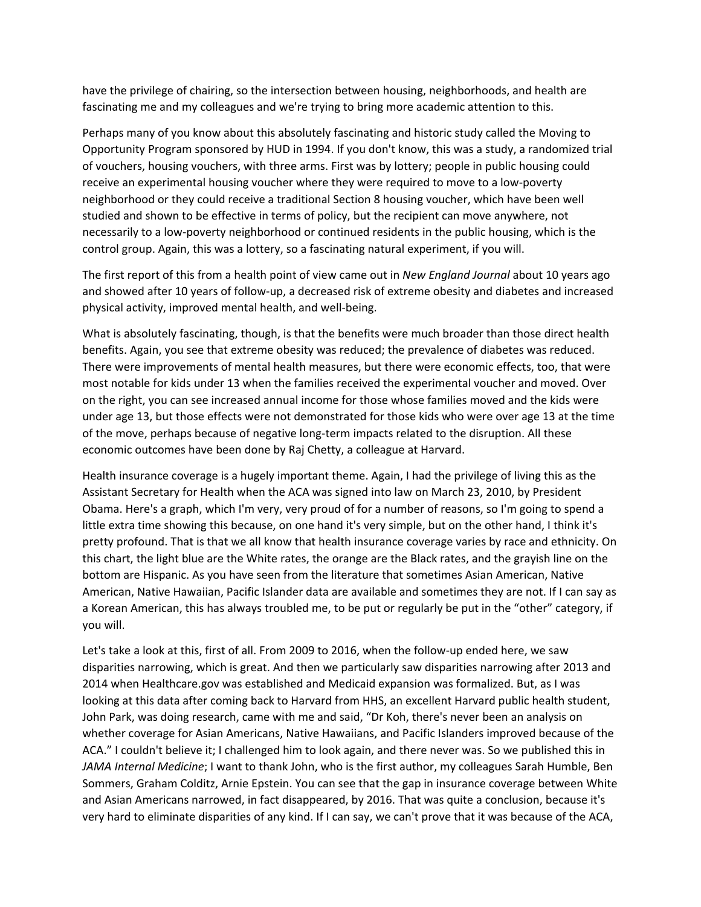have the privilege of chairing, so the intersection between housing, neighborhoods, and health are fascinating me and my colleagues and we're trying to bring more academic attention to this.

Perhaps many of you know about this absolutely fascinating and historic study called the Moving to Opportunity Program sponsored by HUD in 1994. If you don't know, this was a study, a randomized trial of vouchers, housing vouchers, with three arms. First was by lottery; people in public housing could receive an experimental housing voucher where they were required to move to a low-poverty neighborhood or they could receive a traditional Section 8 housing voucher, which have been well studied and shown to be effective in terms of policy, but the recipient can move anywhere, not necessarily to a low-poverty neighborhood or continued residents in the public housing, which is the control group. Again, this was a lottery, so a fascinating natural experiment, if you will.

The first report of this from a health point of view came out in *New England Journal* about 10 years ago and showed after 10 years of follow-up, a decreased risk of extreme obesity and diabetes and increased physical activity, improved mental health, and well-being.

What is absolutely fascinating, though, is that the benefits were much broader than those direct health benefits. Again, you see that extreme obesity was reduced; the prevalence of diabetes was reduced. There were improvements of mental health measures, but there were economic effects, too, that were most notable for kids under 13 when the families received the experimental voucher and moved. Over on the right, you can see increased annual income for those whose families moved and the kids were under age 13, but those effects were not demonstrated for those kids who were over age 13 at the time of the move, perhaps because of negative long-term impacts related to the disruption. All these economic outcomes have been done by Raj Chetty, a colleague at Harvard.

Health insurance coverage is a hugely important theme. Again, I had the privilege of living this as the Assistant Secretary for Health when the ACA was signed into law on March 23, 2010, by President Obama. Here's a graph, which I'm very, very proud of for a number of reasons, so I'm going to spend a little extra time showing this because, on one hand it's very simple, but on the other hand, I think it's pretty profound. That is that we all know that health insurance coverage varies by race and ethnicity. On this chart, the light blue are the White rates, the orange are the Black rates, and the grayish line on the bottom are Hispanic. As you have seen from the literature that sometimes Asian American, Native American, Native Hawaiian, Pacific Islander data are available and sometimes they are not. If I can say as a Korean American, this has always troubled me, to be put or regularly be put in the "other" category, if you will.

Let's take a look at this, first of all. From 2009 to 2016, when the follow-up ended here, we saw disparities narrowing, which is great. And then we particularly saw disparities narrowing after 2013 and 2014 when Healthcare.gov was established and Medicaid expansion was formalized. But, as I was looking at this data after coming back to Harvard from HHS, an excellent Harvard public health student, John Park, was doing research, came with me and said, "Dr Koh, there's never been an analysis on whether coverage for Asian Americans, Native Hawaiians, and Pacific Islanders improved because of the ACA." I couldn't believe it; I challenged him to look again, and there never was. So we published this in *JAMA Internal Medicine*; I want to thank John, who is the first author, my colleagues Sarah Humble, Ben Sommers, Graham Colditz, Arnie Epstein. You can see that the gap in insurance coverage between White and Asian Americans narrowed, in fact disappeared, by 2016. That was quite a conclusion, because it's very hard to eliminate disparities of any kind. If I can say, we can't prove that it was because of the ACA,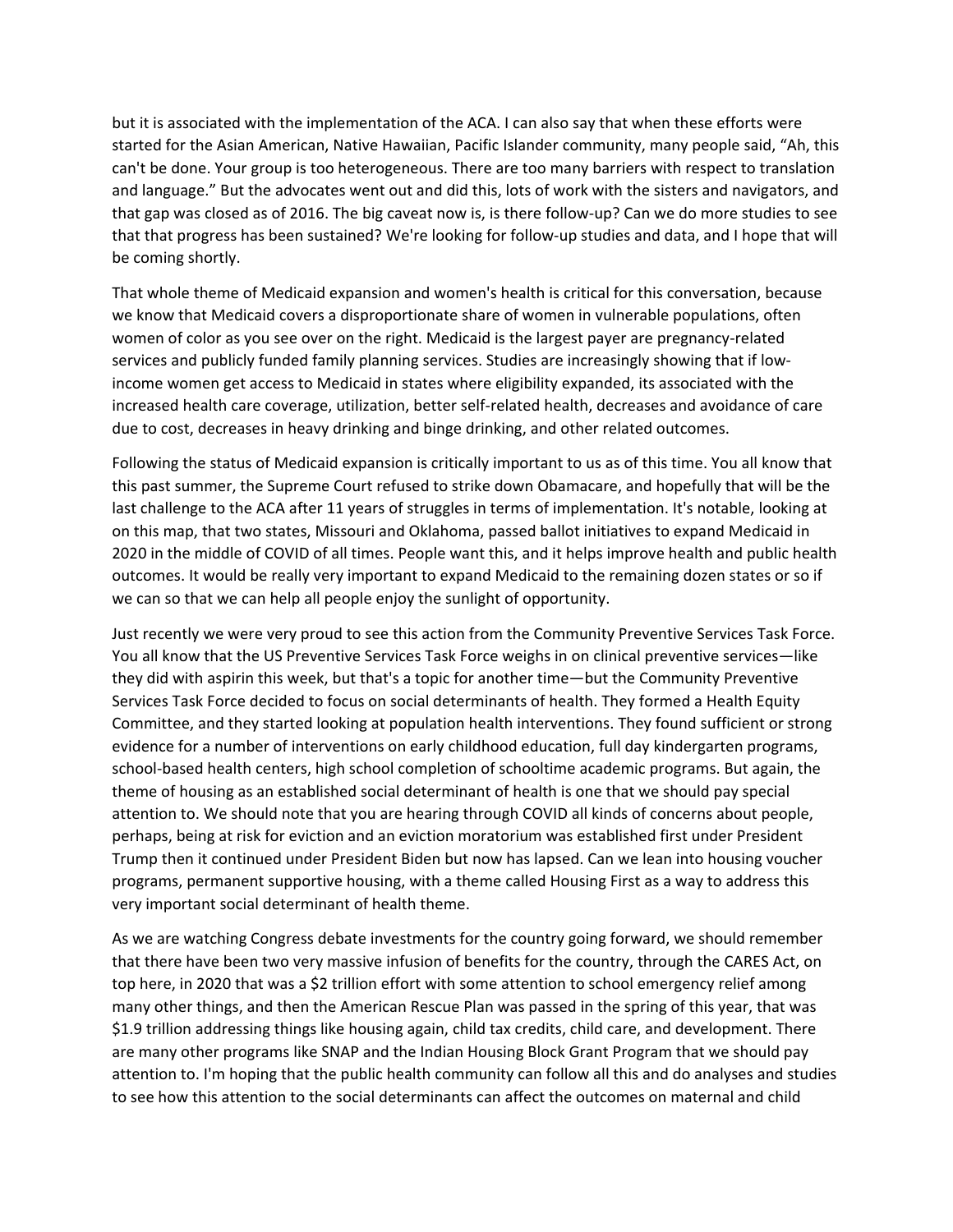but it is associated with the implementation of the ACA. I can also say that when these efforts were started for the Asian American, Native Hawaiian, Pacific Islander community, many people said, "Ah, this can't be done. Your group is too heterogeneous. There are too many barriers with respect to translation and language." But the advocates went out and did this, lots of work with the sisters and navigators, and that gap was closed as of 2016. The big caveat now is, is there follow-up? Can we do more studies to see that that progress has been sustained? We're looking for follow-up studies and data, and I hope that will be coming shortly.

That whole theme of Medicaid expansion and women's health is critical for this conversation, because we know that Medicaid covers a disproportionate share of women in vulnerable populations, often women of color as you see over on the right. Medicaid is the largest payer are pregnancy-related services and publicly funded family planning services. Studies are increasingly showing that if low-income women get access to Medicaid in states where eligibility expanded, its associated with the increased health care coverage, utilization, better self-related health, decreases and avoidance of care due to cost, decreases in heavy drinking and binge drinking, and other related outcomes.

Following the status of Medicaid expansion is critically important to us as of this time. You all know that this past summer, the Supreme Court refused to strike down Obamacare, and hopefully that will be the last challenge to the ACA after 11 years of struggles in terms of implementation. It's notable, looking at on this map, that two states, Missouri and Oklahoma, passed ballot initiatives to expand Medicaid in 2020 in the middle of COVID of all times. People want this, and it helps improve health and public health outcomes. It would be really very important to expand Medicaid to the remaining dozen states or so if we can so that we can help all people enjoy the sunlight of opportunity.

Just recently we were very proud to see this action from the Community Preventive Services Task Force. You all know that the US Preventive Services Task Force weighs in on clinical preventive services—like they did with aspirin this week, but that's a topic for another time—but the Community Preventive Services Task Force decided to focus on social determinants of health. They formed a Health Equity Committee, and they started looking at population health interventions. They found sufficient or strong evidence for a number of interventions on early childhood education, full day kindergarten programs, school-based health centers, high school completion of schooltime academic programs. But again, the theme of housing as an established social determinant of health is one that we should pay special attention to. We should note that you are hearing through COVID all kinds of concerns about people, perhaps, being at risk for eviction and an eviction moratorium was established first under President Trump then it continued under President Biden but now has lapsed. Can we lean into housing voucher programs, permanent supportive housing, with a theme called Housing First as a way to address this very important social determinant of health theme.

As we are watching Congress debate investments for the country going forward, we should remember that there have been two very massive infusion of benefits for the country, through the CARES Act, on top here, in 2020 that was a $2 trillion effort with some attention to school emergency relief among many other things, and then the American Rescue Plan was passed in the spring of this year, that was $1.9 trillion addressing things like housing again, child tax credits, child care, and development. There are many other programs like SNAP and the Indian Housing Block Grant Program that we should pay attention to. I'm hoping that the public health community can follow all this and do analyses and studies to see how this attention to the social determinants can affect the outcomes on maternal and child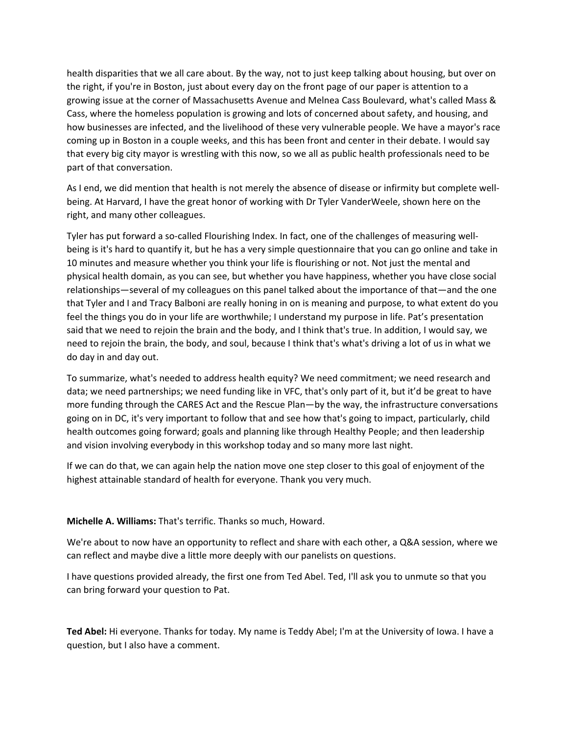health disparities that we all care about. By the way, not to just keep talking about housing, but over on the right, if you're in Boston, just about every day on the front page of our paper is attention to a growing issue at the corner of Massachusetts Avenue and Melnea Cass Boulevard, what's called Mass & Cass, where the homeless population is growing and lots of concerned about safety, and housing, and how businesses are infected, and the livelihood of these very vulnerable people. We have a mayor's race coming up in Boston in a couple weeks, and this has been front and center in their debate. I would say that every big city mayor is wrestling with this now, so we all as public health professionals need to be part of that conversation.

As I end, we did mention that health is not merely the absence of disease or infirmity but complete well-being. At Harvard, I have the great honor of working with Dr Tyler VanderWeele, shown here on the right, and many other colleagues.

Tyler has put forward a so-called Flourishing Index. In fact, one of the challenges of measuring well-being is it's hard to quantify it, but he has a very simple questionnaire that you can go online and take in 10 minutes and measure whether you think your life is flourishing or not. Not just the mental and physical health domain, as you can see, but whether you have happiness, whether you have close social relationships—several of my colleagues on this panel talked about the importance of that—and the one that Tyler and I and Tracy Balboni are really honing in on is meaning and purpose, to what extent do you feel the things you do in your life are worthwhile; I understand my purpose in life. Pat's presentation said that we need to rejoin the brain and the body, and I think that's true. In addition, I would say, we need to rejoin the brain, the body, and soul, because I think that's what's driving a lot of us in what we do day in and day out.

To summarize, what's needed to address health equity? We need commitment; we need research and data; we need partnerships; we need funding like in VFC, that's only part of it, but it'd be great to have more funding through the CARES Act and the Rescue Plan—by the way, the infrastructure conversations going on in DC, it's very important to follow that and see how that's going to impact, particularly, child health outcomes going forward; goals and planning like through Healthy People; and then leadership and vision involving everybody in this workshop today and so many more last night.

If we can do that, we can again help the nation move one step closer to this goal of enjoyment of the highest attainable standard of health for everyone. Thank you very much.

**Michelle A. Williams:** That's terrific. Thanks so much, Howard.

We're about to now have an opportunity to reflect and share with each other, a Q&A session, where we can reflect and maybe dive a little more deeply with our panelists on questions.

I have questions provided already, the first one from Ted Abel. Ted, I'll ask you to unmute so that you can bring forward your question to Pat.

**Ted Abel:** Hi everyone. Thanks for today. My name is Teddy Abel; I'm at the University of Iowa. I have a question, but I also have a comment.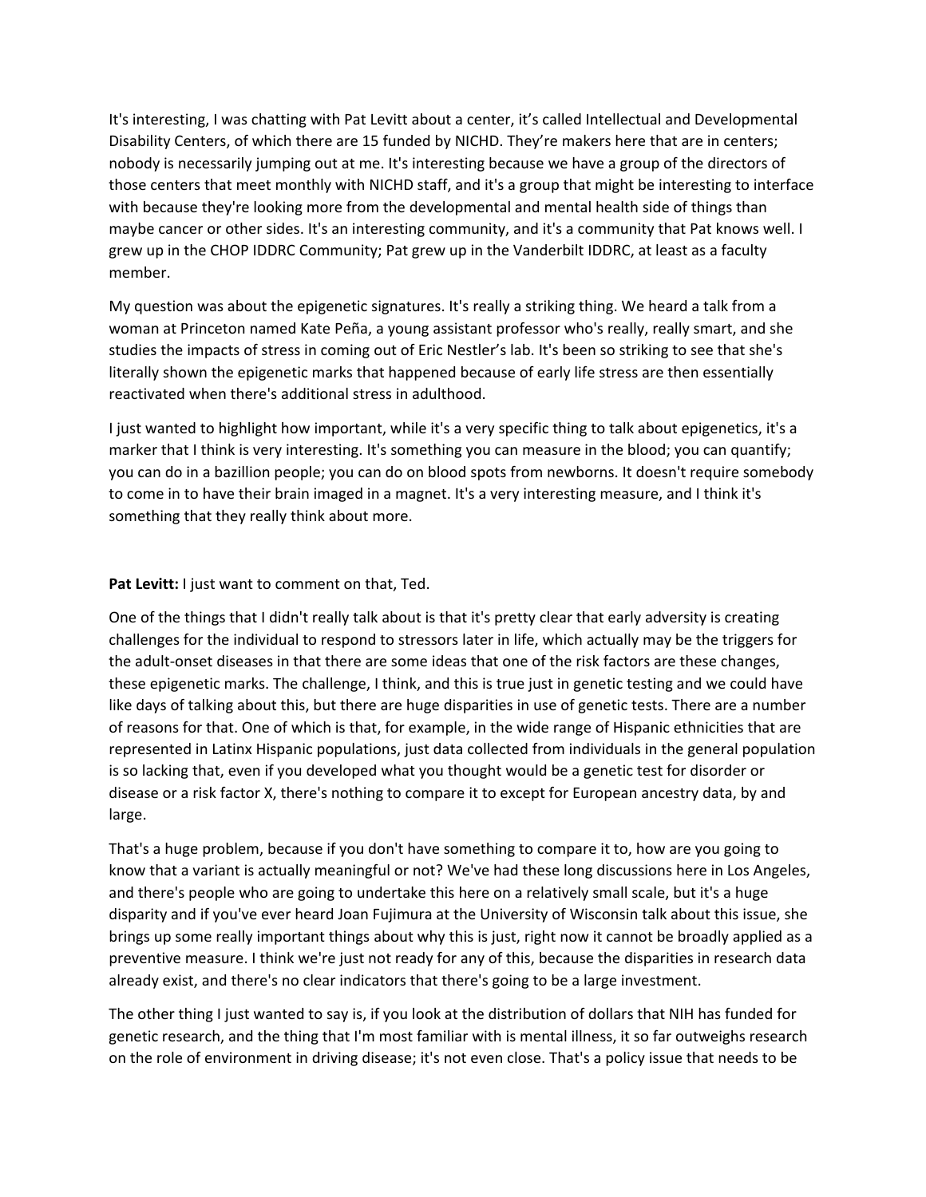It's interesting, I was chatting with Pat Levitt about a center, it's called Intellectual and Developmental Disability Centers, of which there are 15 funded by NICHD. They're makers here that are in centers; nobody is necessarily jumping out at me. It's interesting because we have a group of the directors of those centers that meet monthly with NICHD staff, and it's a group that might be interesting to interface with because they're looking more from the developmental and mental health side of things than maybe cancer or other sides. It's an interesting community, and it's a community that Pat knows well. I grew up in the CHOP IDDRC Community; Pat grew up in the Vanderbilt IDDRC, at least as a faculty member.

My question was about the epigenetic signatures. It's really a striking thing. We heard a talk from a woman at Princeton named Kate Peña, a young assistant professor who's really, really smart, and she studies the impacts of stress in coming out of Eric Nestler's lab. It's been so striking to see that she's literally shown the epigenetic marks that happened because of early life stress are then essentially reactivated when there's additional stress in adulthood.

I just wanted to highlight how important, while it's a very specific thing to talk about epigenetics, it's a marker that I think is very interesting. It's something you can measure in the blood; you can quantify; you can do in a bazillion people; you can do on blood spots from newborns. It doesn't require somebody to come in to have their brain imaged in a magnet. It's a very interesting measure, and I think it's something that they really think about more.

**Pat Levitt:** I just want to comment on that, Ted.

One of the things that I didn't really talk about is that it's pretty clear that early adversity is creating challenges for the individual to respond to stressors later in life, which actually may be the triggers for the adult-onset diseases in that there are some ideas that one of the risk factors are these changes, these epigenetic marks. The challenge, I think, and this is true just in genetic testing and we could have like days of talking about this, but there are huge disparities in use of genetic tests. There are a number of reasons for that. One of which is that, for example, in the wide range of Hispanic ethnicities that are represented in Latinx Hispanic populations, just data collected from individuals in the general population is so lacking that, even if you developed what you thought would be a genetic test for disorder or disease or a risk factor X, there's nothing to compare it to except for European ancestry data, by and large.

That's a huge problem, because if you don't have something to compare it to, how are you going to know that a variant is actually meaningful or not? We've had these long discussions here in Los Angeles, and there's people who are going to undertake this here on a relatively small scale, but it's a huge disparity and if you've ever heard Joan Fujimura at the University of Wisconsin talk about this issue, she brings up some really important things about why this is just, right now it cannot be broadly applied as a preventive measure. I think we're just not ready for any of this, because the disparities in research data already exist, and there's no clear indicators that there's going to be a large investment.

The other thing I just wanted to say is, if you look at the distribution of dollars that NIH has funded for genetic research, and the thing that I'm most familiar with is mental illness, it so far outweighs research on the role of environment in driving disease; it's not even close. That's a policy issue that needs to be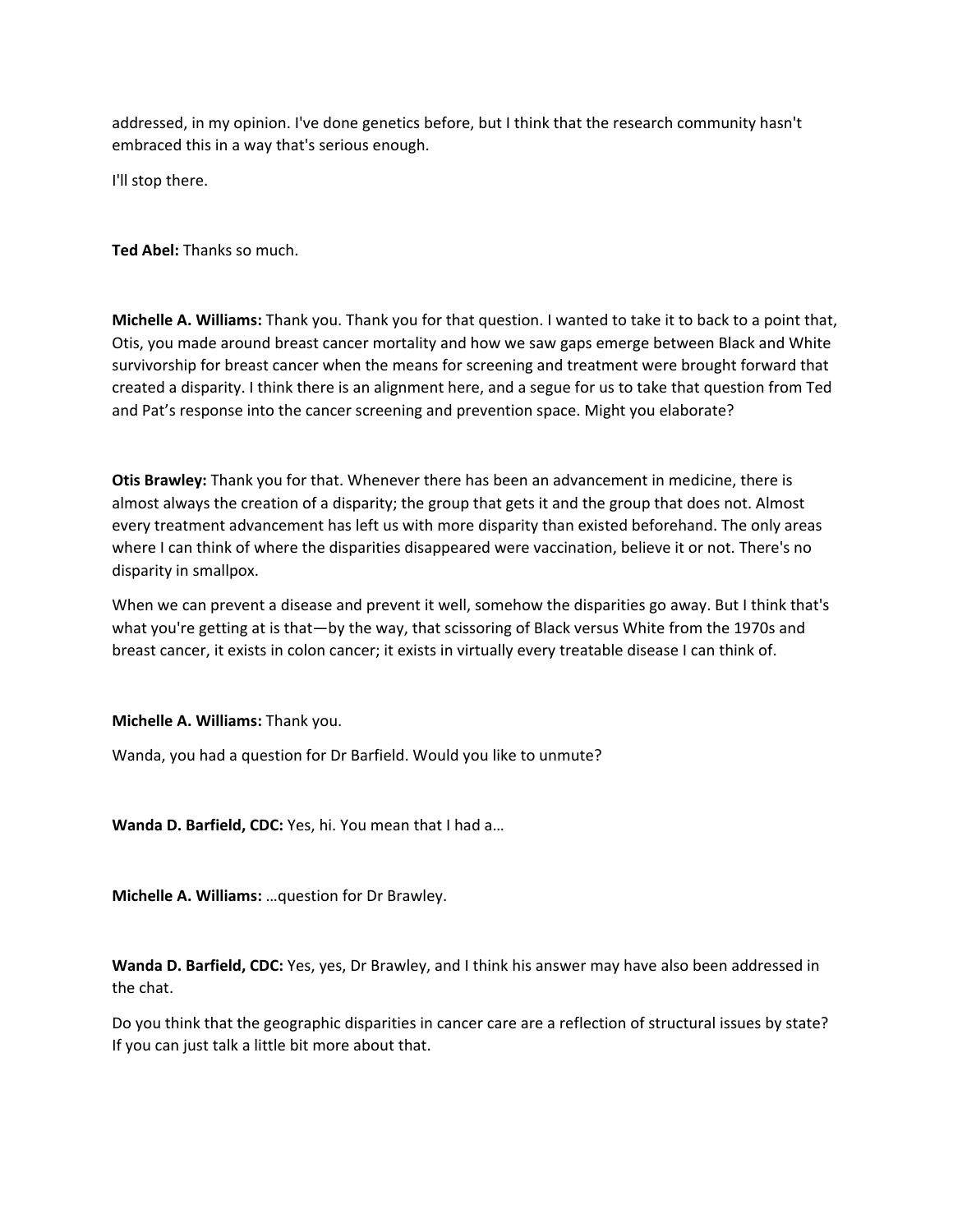addressed, in my opinion. I've done genetics before, but I think that the research community hasn't embraced this in a way that's serious enough.

I'll stop there.

**Ted Abel:** Thanks so much.

**Michelle A. Williams:** Thank you. Thank you for that question. I wanted to take it to back to a point that, Otis, you made around breast cancer mortality and how we saw gaps emerge between Black and White survivorship for breast cancer when the means for screening and treatment were brought forward that created a disparity. I think there is an alignment here, and a segue for us to take that question from Ted and Pat's response into the cancer screening and prevention space. Might you elaborate?

**Otis Brawley:** Thank you for that. Whenever there has been an advancement in medicine, there is almost always the creation of a disparity; the group that gets it and the group that does not. Almost every treatment advancement has left us with more disparity than existed beforehand. The only areas where I can think of where the disparities disappeared were vaccination, believe it or not. There's no disparity in smallpox.

When we can prevent a disease and prevent it well, somehow the disparities go away. But I think that's what you're getting at is that—by the way, that scissoring of Black versus White from the 1970s and breast cancer, it exists in colon cancer; it exists in virtually every treatable disease I can think of.

**Michelle A. Williams:** Thank you.

Wanda, you had a question for Dr Barfield. Would you like to unmute?

**Wanda D. Barfield, CDC:** Yes, hi. You mean that I had a…

**Michelle A. Williams:** …question for Dr Brawley.

**Wanda D. Barfield, CDC:** Yes, yes, Dr Brawley, and I think his answer may have also been addressed in the chat.

Do you think that the geographic disparities in cancer care are a reflection of structural issues by state? If you can just talk a little bit more about that.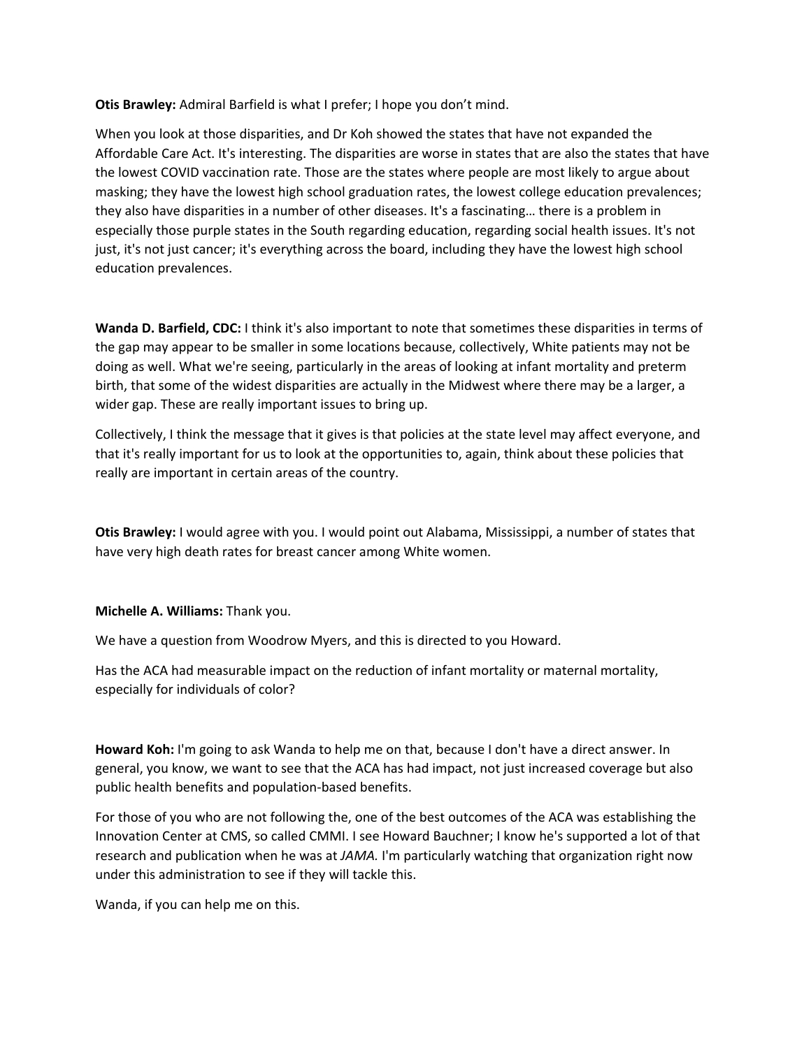**Otis Brawley:** Admiral Barfield is what I prefer; I hope you don't mind.

When you look at those disparities, and Dr Koh showed the states that have not expanded the Affordable Care Act. It's interesting. The disparities are worse in states that are also the states that have the lowest COVID vaccination rate. Those are the states where people are most likely to argue about masking; they have the lowest high school graduation rates, the lowest college education prevalences; they also have disparities in a number of other diseases. It's a fascinating… there is a problem in especially those purple states in the South regarding education, regarding social health issues. It's not just, it's not just cancer; it's everything across the board, including they have the lowest high school education prevalences.

**Wanda D. Barfield, CDC:** I think it's also important to note that sometimes these disparities in terms of the gap may appear to be smaller in some locations because, collectively, White patients may not be doing as well. What we're seeing, particularly in the areas of looking at infant mortality and preterm birth, that some of the widest disparities are actually in the Midwest where there may be a larger, a wider gap. These are really important issues to bring up.

Collectively, I think the message that it gives is that policies at the state level may affect everyone, and that it's really important for us to look at the opportunities to, again, think about these policies that really are important in certain areas of the country.

**Otis Brawley:** I would agree with you. I would point out Alabama, Mississippi, a number of states that have very high death rates for breast cancer among White women.

**Michelle A. Williams:** Thank you.

We have a question from Woodrow Myers, and this is directed to you Howard.

Has the ACA had measurable impact on the reduction of infant mortality or maternal mortality, especially for individuals of color?

**Howard Koh:** I'm going to ask Wanda to help me on that, because I don't have a direct answer. In general, you know, we want to see that the ACA has had impact, not just increased coverage but also public health benefits and population-based benefits.

For those of you who are not following the, one of the best outcomes of the ACA was establishing the Innovation Center at CMS, so called CMMI. I see Howard Bauchner; I know he's supported a lot of that research and publication when he was at *JAMA.* I'm particularly watching that organization right now under this administration to see if they will tackle this.

Wanda, if you can help me on this.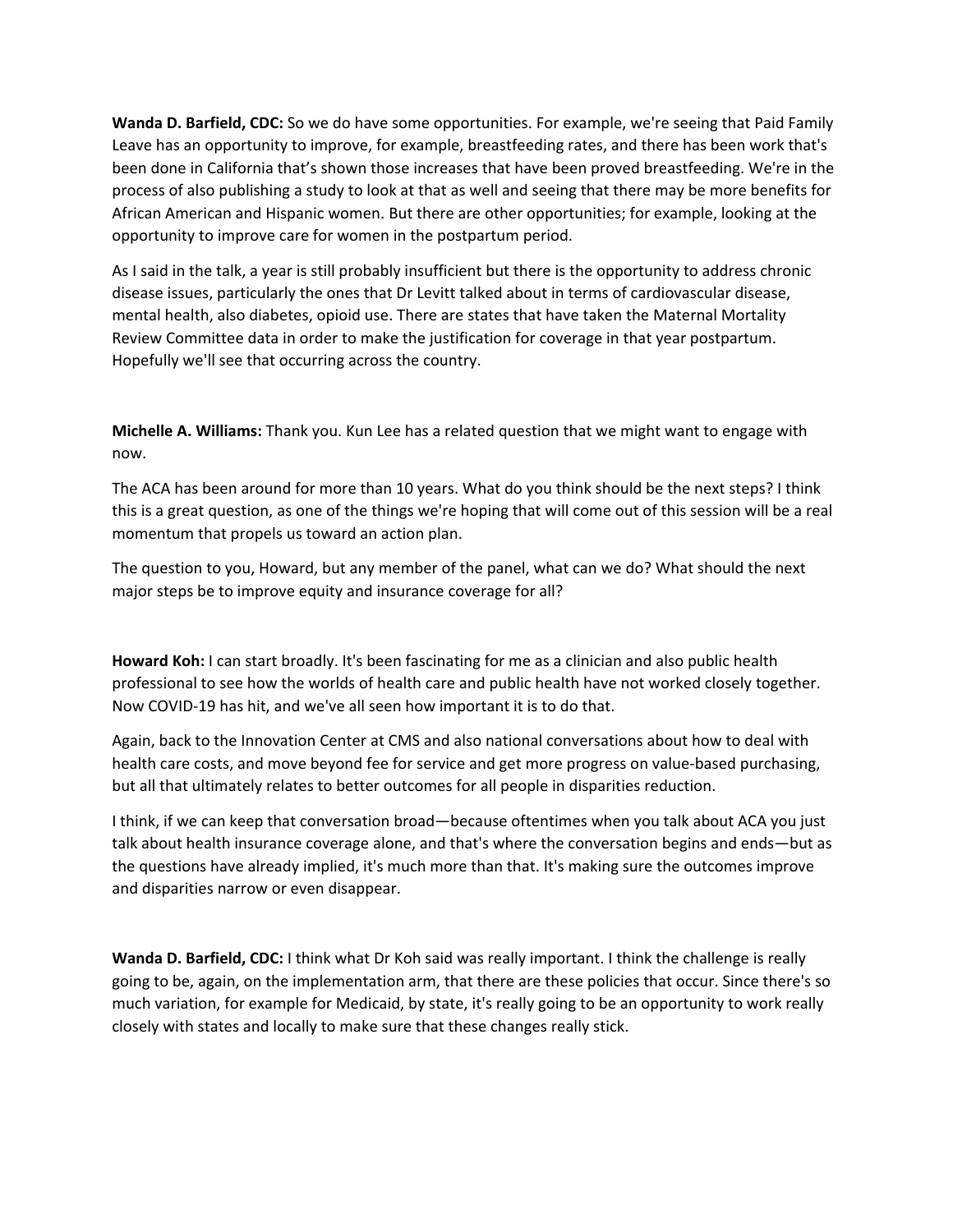**Wanda D. Barfield, CDC:** So we do have some opportunities. For example, we're seeing that Paid Family Leave has an opportunity to improve, for example, breastfeeding rates, and there has been work that's been done in California that's shown those increases that have been proved breastfeeding. We're in the process of also publishing a study to look at that as well and seeing that there may be more benefits for African American and Hispanic women. But there are other opportunities; for example, looking at the opportunity to improve care for women in the postpartum period.

As I said in the talk, a year is still probably insufficient but there is the opportunity to address chronic disease issues, particularly the ones that Dr Levitt talked about in terms of cardiovascular disease, mental health, also diabetes, opioid use. There are states that have taken the Maternal Mortality Review Committee data in order to make the justification for coverage in that year postpartum. Hopefully we'll see that occurring across the country.

**Michelle A. Williams:** Thank you. Kun Lee has a related question that we might want to engage with now.

The ACA has been around for more than 10 years. What do you think should be the next steps? I think this is a great question, as one of the things we're hoping that will come out of this session will be a real momentum that propels us toward an action plan.

The question to you, Howard, but any member of the panel, what can we do? What should the next major steps be to improve equity and insurance coverage for all?

**Howard Koh:** I can start broadly. It's been fascinating for me as a clinician and also public health professional to see how the worlds of health care and public health have not worked closely together. Now COVID-19 has hit, and we've all seen how important it is to do that.

Again, back to the Innovation Center at CMS and also national conversations about how to deal with health care costs, and move beyond fee for service and get more progress on value-based purchasing, but all that ultimately relates to better outcomes for all people in disparities reduction.

I think, if we can keep that conversation broad—because oftentimes when you talk about ACA you just talk about health insurance coverage alone, and that's where the conversation begins and ends—but as the questions have already implied, it's much more than that. It's making sure the outcomes improve and disparities narrow or even disappear.

**Wanda D. Barfield, CDC:** I think what Dr Koh said was really important. I think the challenge is really going to be, again, on the implementation arm, that there are these policies that occur. Since there's so much variation, for example for Medicaid, by state, it's really going to be an opportunity to work really closely with states and locally to make sure that these changes really stick.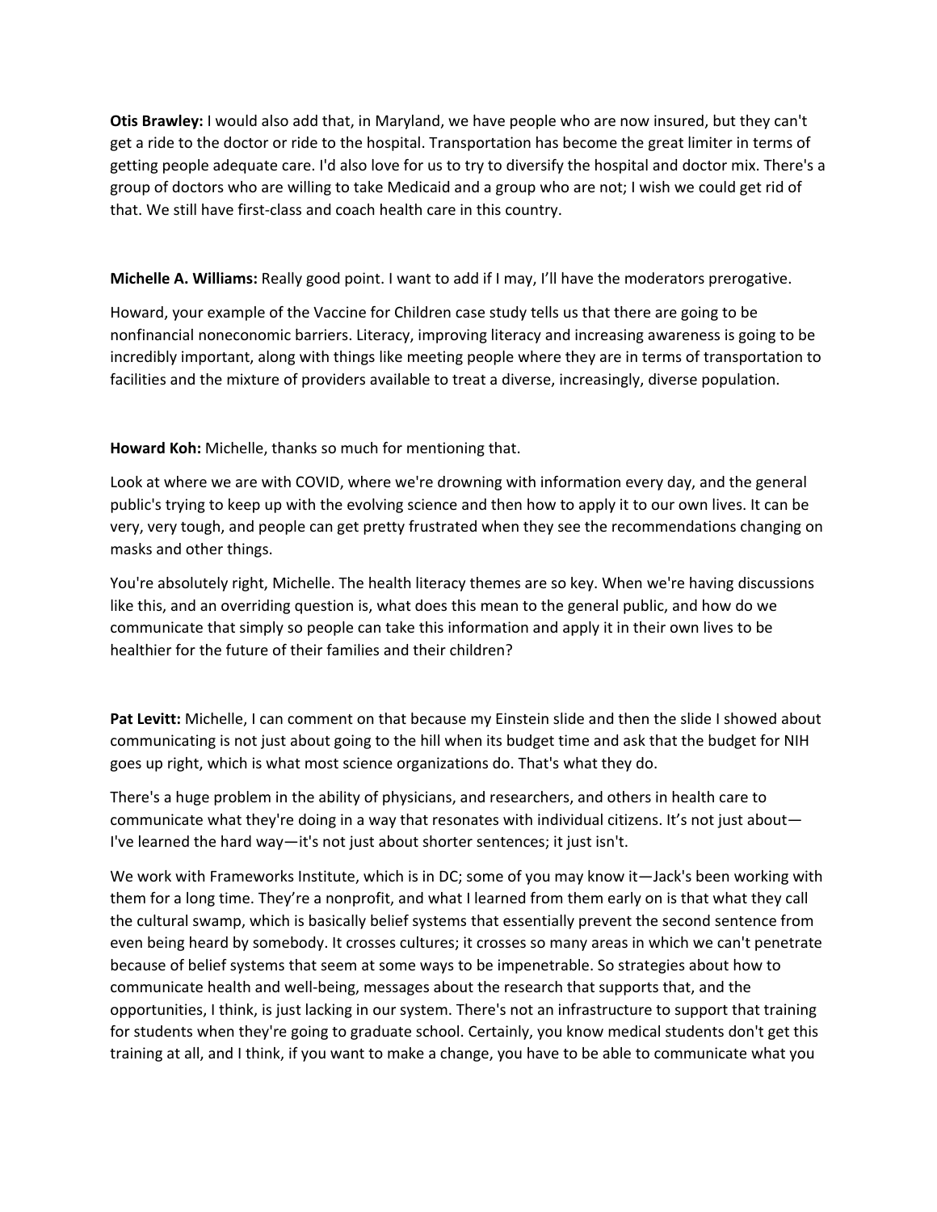**Otis Brawley:** I would also add that, in Maryland, we have people who are now insured, but they can't get a ride to the doctor or ride to the hospital. Transportation has become the great limiter in terms of getting people adequate care. I'd also love for us to try to diversify the hospital and doctor mix. There's a group of doctors who are willing to take Medicaid and a group who are not; I wish we could get rid of that. We still have first-class and coach health care in this country.

**Michelle A. Williams:** Really good point. I want to add if I may, I'll have the moderators prerogative.

Howard, your example of the Vaccine for Children case study tells us that there are going to be nonfinancial noneconomic barriers. Literacy, improving literacy and increasing awareness is going to be incredibly important, along with things like meeting people where they are in terms of transportation to facilities and the mixture of providers available to treat a diverse, increasingly, diverse population.

**Howard Koh:** Michelle, thanks so much for mentioning that.

Look at where we are with COVID, where we're drowning with information every day, and the general public's trying to keep up with the evolving science and then how to apply it to our own lives. It can be very, very tough, and people can get pretty frustrated when they see the recommendations changing on masks and other things.

You're absolutely right, Michelle. The health literacy themes are so key. When we're having discussions like this, and an overriding question is, what does this mean to the general public, and how do we communicate that simply so people can take this information and apply it in their own lives to be healthier for the future of their families and their children?

**Pat Levitt:** Michelle, I can comment on that because my Einstein slide and then the slide I showed about communicating is not just about going to the hill when its budget time and ask that the budget for NIH goes up right, which is what most science organizations do. That's what they do.

There's a huge problem in the ability of physicians, and researchers, and others in health care to communicate what they're doing in a way that resonates with individual citizens. It's not just about—I've learned the hard way—it's not just about shorter sentences; it just isn't.

We work with Frameworks Institute, which is in DC; some of you may know it—Jack's been working with them for a long time. They're a nonprofit, and what I learned from them early on is that what they call the cultural swamp, which is basically belief systems that essentially prevent the second sentence from even being heard by somebody. It crosses cultures; it crosses so many areas in which we can't penetrate because of belief systems that seem at some ways to be impenetrable. So strategies about how to communicate health and well-being, messages about the research that supports that, and the opportunities, I think, is just lacking in our system. There's not an infrastructure to support that training for students when they're going to graduate school. Certainly, you know medical students don't get this training at all, and I think, if you want to make a change, you have to be able to communicate what you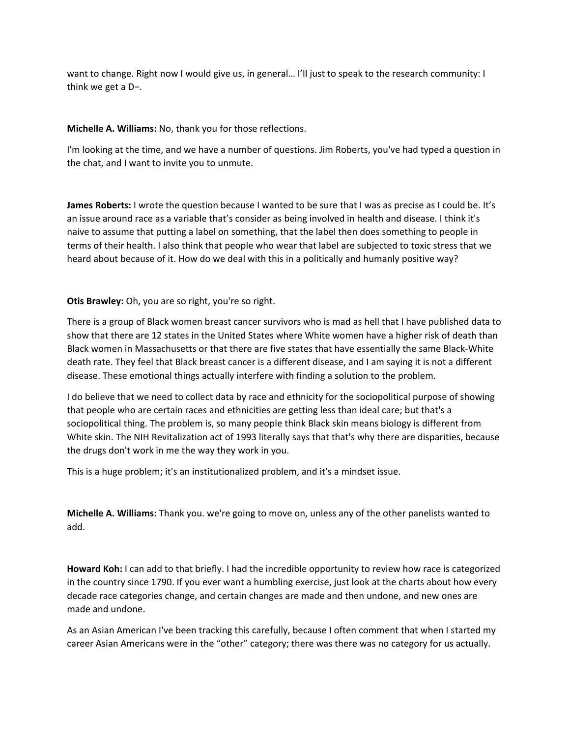want to change. Right now I would give us, in general… I'll just to speak to the research community: I think we get a D−.

**Michelle A. Williams:** No, thank you for those reflections.

I'm looking at the time, and we have a number of questions. Jim Roberts, you've had typed a question in the chat, and I want to invite you to unmute.

**James Roberts:** I wrote the question because I wanted to be sure that I was as precise as I could be. It's an issue around race as a variable that's consider as being involved in health and disease. I think it's naive to assume that putting a label on something, that the label then does something to people in terms of their health. I also think that people who wear that label are subjected to toxic stress that we heard about because of it. How do we deal with this in a politically and humanly positive way?

**Otis Brawley:** Oh, you are so right, you're so right.

There is a group of Black women breast cancer survivors who is mad as hell that I have published data to show that there are 12 states in the United States where White women have a higher risk of death than Black women in Massachusetts or that there are five states that have essentially the same Black-White death rate. They feel that Black breast cancer is a different disease, and I am saying it is not a different disease. These emotional things actually interfere with finding a solution to the problem.

I do believe that we need to collect data by race and ethnicity for the sociopolitical purpose of showing that people who are certain races and ethnicities are getting less than ideal care; but that's a sociopolitical thing. The problem is, so many people think Black skin means biology is different from White skin. The NIH Revitalization act of 1993 literally says that that's why there are disparities, because the drugs don't work in me the way they work in you.

This is a huge problem; it's an institutionalized problem, and it's a mindset issue.

**Michelle A. Williams:** Thank you. we're going to move on, unless any of the other panelists wanted to add.

**Howard Koh:** I can add to that briefly. I had the incredible opportunity to review how race is categorized in the country since 1790. If you ever want a humbling exercise, just look at the charts about how every decade race categories change, and certain changes are made and then undone, and new ones are made and undone.

As an Asian American I've been tracking this carefully, because I often comment that when I started my career Asian Americans were in the "other" category; there was there was no category for us actually.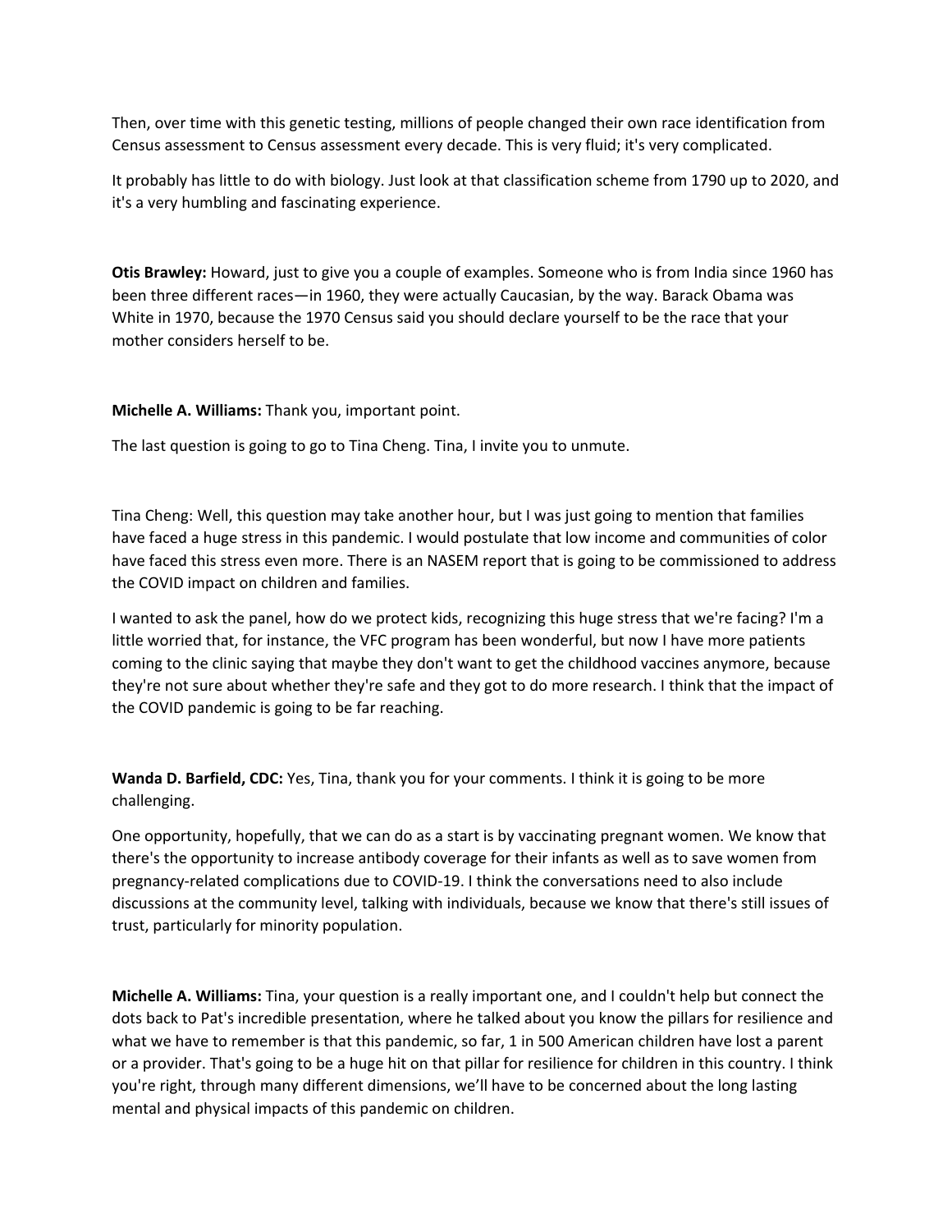Then, over time with this genetic testing, millions of people changed their own race identification from Census assessment to Census assessment every decade. This is very fluid; it's very complicated.

It probably has little to do with biology. Just look at that classification scheme from 1790 up to 2020, and it's a very humbling and fascinating experience.

**Otis Brawley:** Howard, just to give you a couple of examples. Someone who is from India since 1960 has been three different races—in 1960, they were actually Caucasian, by the way. Barack Obama was White in 1970, because the 1970 Census said you should declare yourself to be the race that your mother considers herself to be.

**Michelle A. Williams:** Thank you, important point.

The last question is going to go to Tina Cheng. Tina, I invite you to unmute.

Tina Cheng: Well, this question may take another hour, but I was just going to mention that families have faced a huge stress in this pandemic. I would postulate that low income and communities of color have faced this stress even more. There is an NASEM report that is going to be commissioned to address the COVID impact on children and families.

I wanted to ask the panel, how do we protect kids, recognizing this huge stress that we're facing? I'm a little worried that, for instance, the VFC program has been wonderful, but now I have more patients coming to the clinic saying that maybe they don't want to get the childhood vaccines anymore, because they're not sure about whether they're safe and they got to do more research. I think that the impact of the COVID pandemic is going to be far reaching.

**Wanda D. Barfield, CDC:** Yes, Tina, thank you for your comments. I think it is going to be more challenging.

One opportunity, hopefully, that we can do as a start is by vaccinating pregnant women. We know that there's the opportunity to increase antibody coverage for their infants as well as to save women from pregnancy-related complications due to COVID-19. I think the conversations need to also include discussions at the community level, talking with individuals, because we know that there's still issues of trust, particularly for minority population.

**Michelle A. Williams:** Tina, your question is a really important one, and I couldn't help but connect the dots back to Pat's incredible presentation, where he talked about you know the pillars for resilience and what we have to remember is that this pandemic, so far, 1 in 500 American children have lost a parent or a provider. That's going to be a huge hit on that pillar for resilience for children in this country. I think you're right, through many different dimensions, we'll have to be concerned about the long lasting mental and physical impacts of this pandemic on children.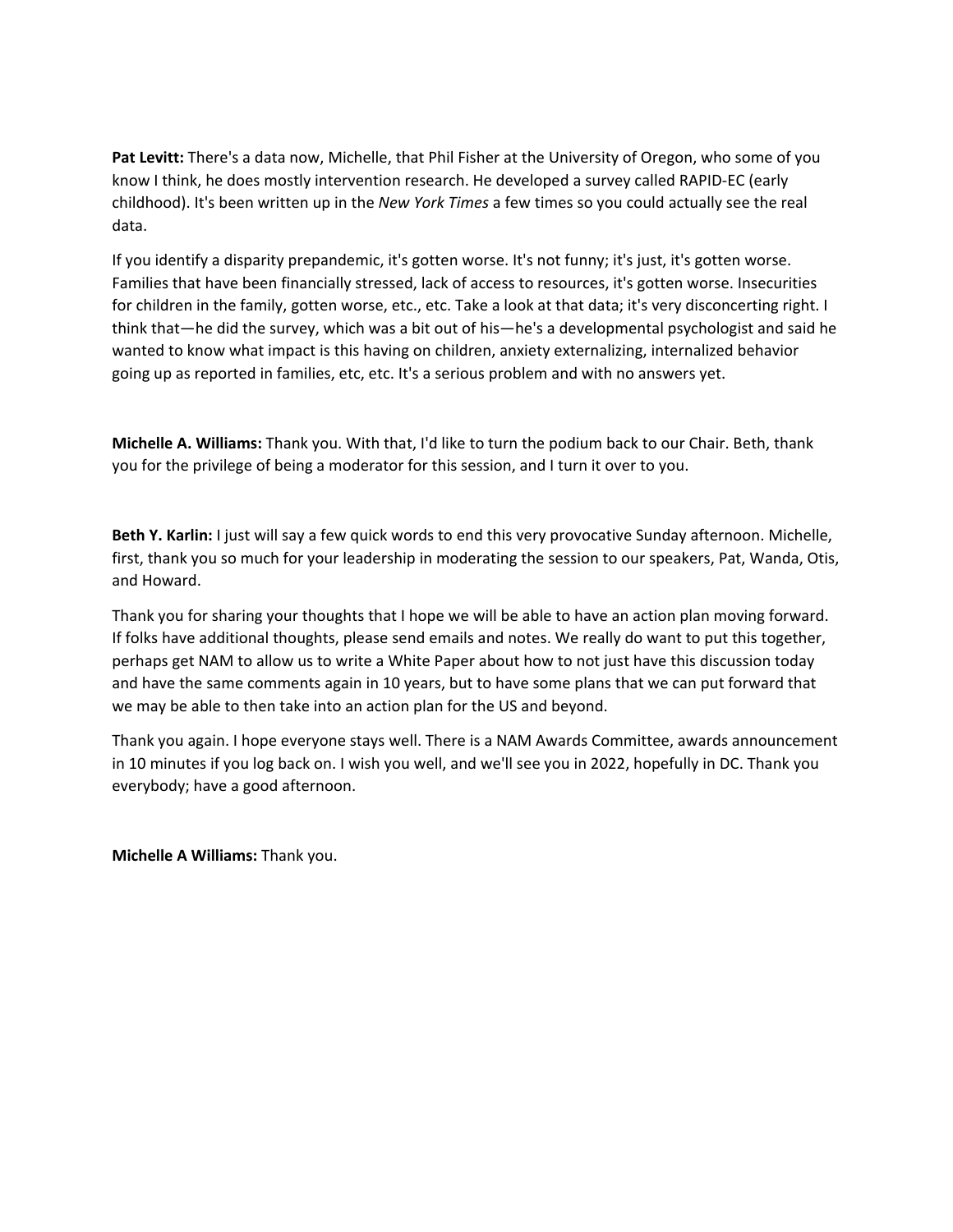**Pat Levitt:** There's a data now, Michelle, that Phil Fisher at the University of Oregon, who some of you know I think, he does mostly intervention research. He developed a survey called RAPID-EC (early childhood). It's been written up in the *New York Times* a few times so you could actually see the real data.

If you identify a disparity prepandemic, it's gotten worse. It's not funny; it's just, it's gotten worse. Families that have been financially stressed, lack of access to resources, it's gotten worse. Insecurities for children in the family, gotten worse, etc., etc. Take a look at that data; it's very disconcerting right. I think that—he did the survey, which was a bit out of his—he's a developmental psychologist and said he wanted to know what impact is this having on children, anxiety externalizing, internalized behavior going up as reported in families, etc, etc. It's a serious problem and with no answers yet.

**Michelle A. Williams:** Thank you. With that, I'd like to turn the podium back to our Chair. Beth, thank you for the privilege of being a moderator for this session, and I turn it over to you.

**Beth Y. Karlin:** I just will say a few quick words to end this very provocative Sunday afternoon. Michelle, first, thank you so much for your leadership in moderating the session to our speakers, Pat, Wanda, Otis, and Howard.

Thank you for sharing your thoughts that I hope we will be able to have an action plan moving forward. If folks have additional thoughts, please send emails and notes. We really do want to put this together, perhaps get NAM to allow us to write a White Paper about how to not just have this discussion today and have the same comments again in 10 years, but to have some plans that we can put forward that we may be able to then take into an action plan for the US and beyond.

Thank you again. I hope everyone stays well. There is a NAM Awards Committee, awards announcement in 10 minutes if you log back on. I wish you well, and we'll see you in 2022, hopefully in DC. Thank you everybody; have a good afternoon.

**Michelle A Williams:** Thank you.